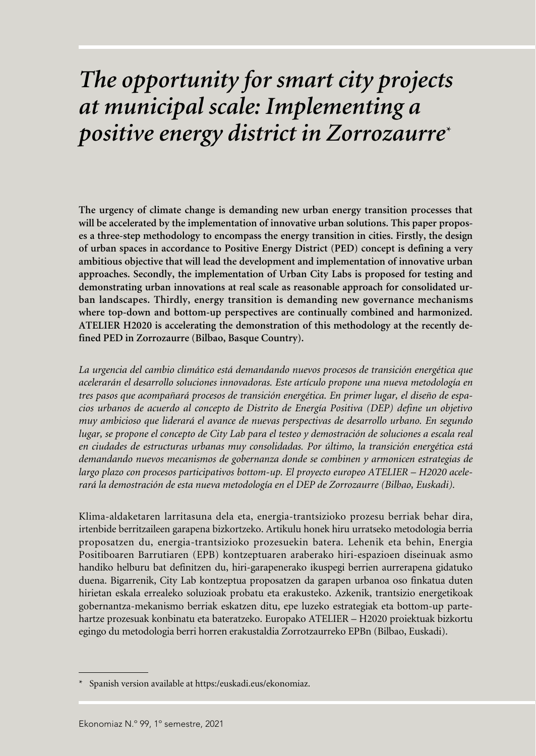# *The opportunity for smart city projects at municipal scale: Implementing a positive energy district in Zorrozaurre*[*]

**The urgency of climate change is demanding new urban energy transition processes that will be accelerated by the implementation of innovative urban solutions. This paper proposes a three-step methodology to encompass the energy transition in cities. Firstly, the design of urban spaces in accordance to Positive Energy District (PED) concept is defining a very ambitious objective that will lead the development and implementation of innovative urban approaches. Secondly, the implementation of Urban City Labs is proposed for testing and demonstrating urban innovations at real scale as reasonable approach for consolidated urban landscapes. Thirdly, energy transition is demanding new governance mechanisms where top-down and bottom-up perspectives are continually combined and harmonized. ATELIER H2020 is accelerating the demonstration of this methodology at the recently defined PED in Zorrozaurre (Bilbao, Basque Country).**

*La urgencia del cambio climático está demandando nuevos procesos de transición energética que acelerarán el desarrollo soluciones innovadoras. Este artículo propone una nueva metodología en tres pasos que acompañará procesos de transición energética. En primer lugar, el diseño de espacios urbanos de acuerdo al concepto de Distrito de Energía Positiva (DEP) define un objetivo muy ambicioso que liderará el avance de nuevas perspectivas de desarrollo urbano. En segundo lugar, se propone el concepto de City Lab para el testeo y demostración de soluciones a escala real en ciudades de estructuras urbanas muy consolidadas. Por último, la transición energética está demandando nuevos mecanismos de gobernanza donde se combinen y armonicen estrategias de largo plazo con procesos participativos bottom-up. El proyecto europeo ATELIER – H2020 acelerará la demostración de esta nueva metodología en el DEP de Zorrozaurre (Bilbao, Euskadi).*

Klima-aldaketaren larritasuna dela eta, energia-trantsizioko prozesu berriak behar dira, irtenbide berritzaileen garapena bizkortzeko. Artikulu honek hiru urratseko metodologia berria proposatzen du, energia-trantsizioko prozesuekin batera. Lehenik eta behin, Energia Positiboaren Barrutiaren (EPB) kontzeptuaren araberako hiri-espazioen diseinuak asmo handiko helburu bat definitzen du, hiri-garapenerako ikuspegi berrien aurrerapena gidatuko duena. Bigarrenik, City Lab kontzeptua proposatzen da garapen urbanoa oso finkatua duten hirietan eskala errealeko soluzioak probatu eta erakusteko. Azkenik, trantsizio energetikoak gobernantza-mekanismo berriak eskatzen ditu, epe luzeko estrategiak eta bottom-up partehartze prozesuak konbinatu eta bateratzeko. Europako ATELIER – H2020 proiektuak bizkortu egingo du metodologia berri horren erakustaldia Zorrotzaurreko EPBn (Bilbao, Euskadi).

---

[*] Spanish version available at https:/euskadi.eus/ekonomiaz.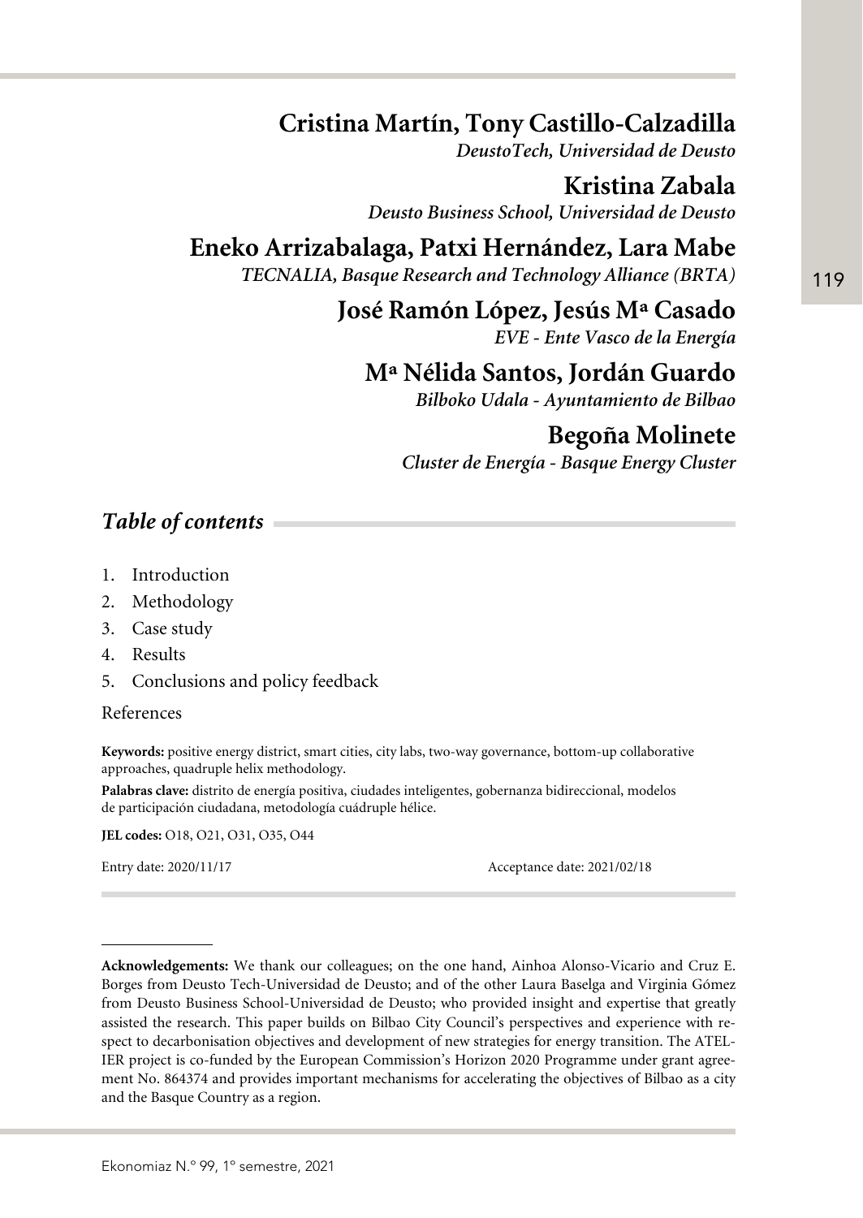**Cristina Martín, Tony Castillo-Calzadilla**
*DeustoTech, Universidad de Deusto*

**Kristina Zabala**
*Deusto Business School, Universidad de Deusto*

**Eneko Arrizabalaga, Patxi Hernández, Lara Mabe**
*TECNALIA, Basque Research and Technology Alliance (BRTA)*

**José Ramón López, Jesús Mª Casado**
*EVE - Ente Vasco de la Energía*

**Mª Nélida Santos, Jordán Guardo**
*Bilboko Udala - Ayuntamiento de Bilbao*

**Begoña Molinete**
*Cluster de Energía - Basque Energy Cluster*

## *Table of contents*

1. Introduction
2. Methodology
3. Case study
4. Results
5. Conclusions and policy feedback

References

**Keywords:** positive energy district, smart cities, city labs, two-way governance, bottom-up collaborative approaches, quadruple helix methodology.

**Palabras clave:** distrito de energía positiva, ciudades inteligentes, gobernanza bidireccional, modelos de participación ciudadana, metodología cuádruple hélice.

**JEL codes:** O18, O21, O31, O35, O44

Entry date: 2020/11/17 Acceptance date: 2021/02/18

---

**Acknowledgements:** We thank our colleagues; on the one hand, Ainhoa Alonso-Vicario and Cruz E. Borges from Deusto Tech-Universidad de Deusto; and of the other Laura Baselga and Virginia Gómez from Deusto Business School-Universidad de Deusto; who provided insight and expertise that greatly assisted the research. This paper builds on Bilbao City Council's perspectives and experience with respect to decarbonisation objectives and development of new strategies for energy transition. The ATELIER project is co-funded by the European Commission's Horizon 2020 Programme under grant agreement No. 864374 and provides important mechanisms for accelerating the objectives of Bilbao as a city and the Basque Country as a region.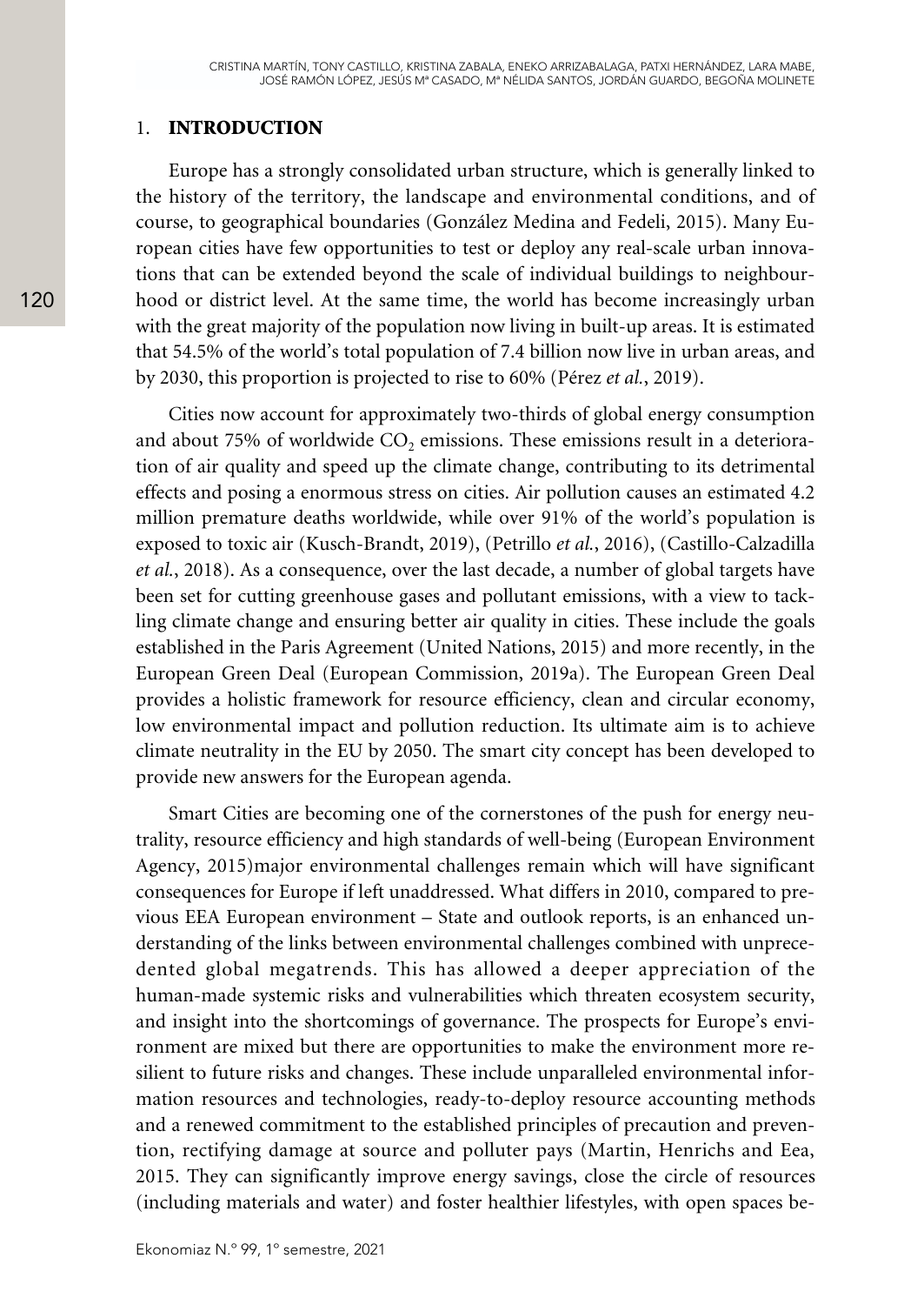## 1. INTRODUCTION

Europe has a strongly consolidated urban structure, which is generally linked to the history of the territory, the landscape and environmental conditions, and of course, to geographical boundaries (González Medina and Fedeli, 2015). Many European cities have few opportunities to test or deploy any real-scale urban innovations that can be extended beyond the scale of individual buildings to neighbourhood or district level. At the same time, the world has become increasingly urban with the great majority of the population now living in built-up areas. It is estimated that 54.5% of the world's total population of 7.4 billion now live in urban areas, and by 2030, this proportion is projected to rise to 60% (Pérez *et al.*, 2019).

Cities now account for approximately two-thirds of global energy consumption and about 75% of worldwide $CO_2$ emissions. These emissions result in a deterioration of air quality and speed up the climate change, contributing to its detrimental effects and posing a enormous stress on cities. Air pollution causes an estimated 4.2 million premature deaths worldwide, while over 91% of the world's population is exposed to toxic air (Kusch-Brandt, 2019), (Petrillo *et al.*, 2016), (Castillo-Calzadilla *et al.*, 2018). As a consequence, over the last decade, a number of global targets have been set for cutting greenhouse gases and pollutant emissions, with a view to tackling climate change and ensuring better air quality in cities. These include the goals established in the Paris Agreement (United Nations, 2015) and more recently, in the European Green Deal (European Commission, 2019a). The European Green Deal provides a holistic framework for resource efficiency, clean and circular economy, low environmental impact and pollution reduction. Its ultimate aim is to achieve climate neutrality in the EU by 2050. The smart city concept has been developed to provide new answers for the European agenda.

Smart Cities are becoming one of the cornerstones of the push for energy neutrality, resource efficiency and high standards of well-being (European Environment Agency, 2015)major environmental challenges remain which will have significant consequences for Europe if left unaddressed. What differs in 2010, compared to previous EEA European environment – State and outlook reports, is an enhanced understanding of the links between environmental challenges combined with unprecedented global megatrends. This has allowed a deeper appreciation of the human-made systemic risks and vulnerabilities which threaten ecosystem security, and insight into the shortcomings of governance. The prospects for Europe's environment are mixed but there are opportunities to make the environment more resilient to future risks and changes. These include unparalleled environmental information resources and technologies, ready-to-deploy resource accounting methods and a renewed commitment to the established principles of precaution and prevention, rectifying damage at source and polluter pays (Martin, Henrichs and Eea, 2015. They can significantly improve energy savings, close the circle of resources (including materials and water) and foster healthier lifestyles, with open spaces be-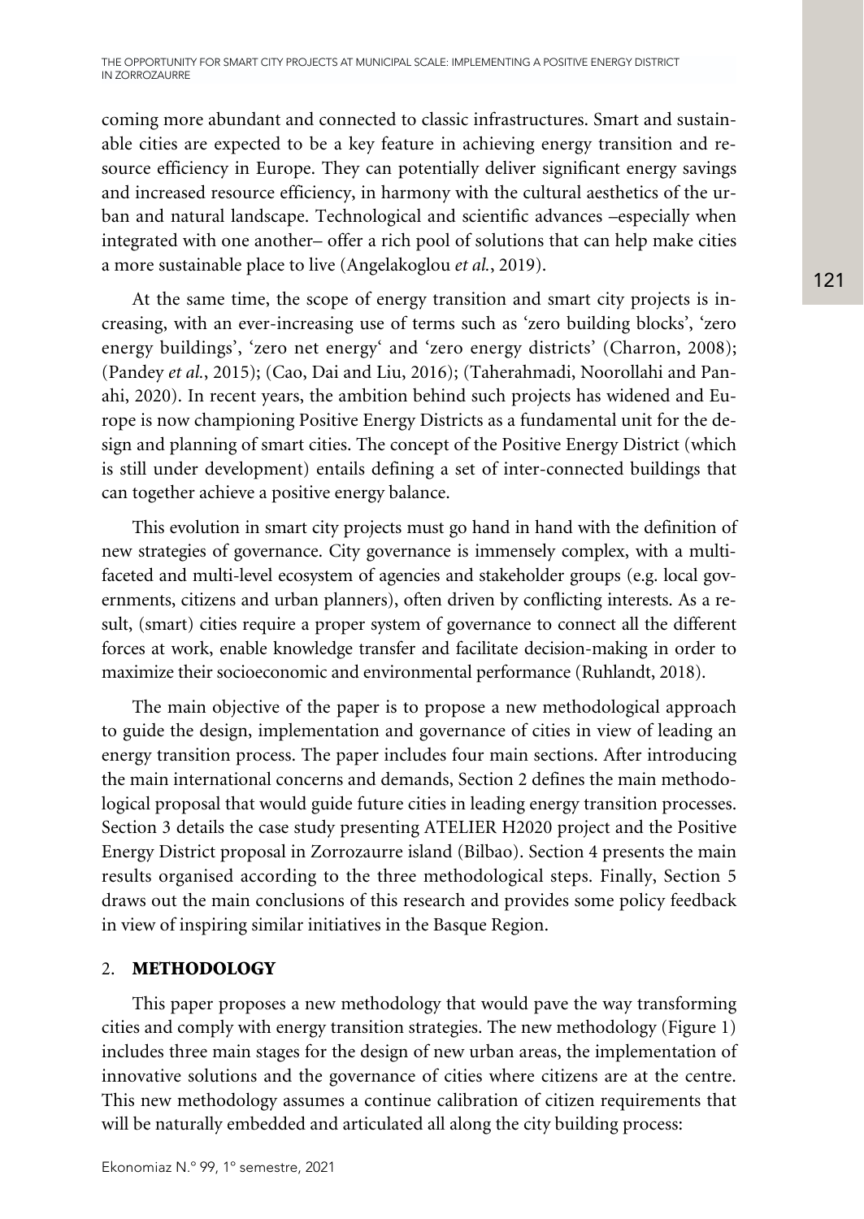coming more abundant and connected to classic infrastructures. Smart and sustainable cities are expected to be a key feature in achieving energy transition and resource efficiency in Europe. They can potentially deliver significant energy savings and increased resource efficiency, in harmony with the cultural aesthetics of the urban and natural landscape. Technological and scientific advances –especially when integrated with one another– offer a rich pool of solutions that can help make cities a more sustainable place to live (Angelakoglou *et al.*, 2019).

At the same time, the scope of energy transition and smart city projects is increasing, with an ever-increasing use of terms such as 'zero building blocks', 'zero energy buildings', 'zero net energy' and 'zero energy districts' (Charron, 2008); (Pandey *et al.*, 2015); (Cao, Dai and Liu, 2016); (Taherahmadi, Noorollahi and Panahi, 2020). In recent years, the ambition behind such projects has widened and Europe is now championing Positive Energy Districts as a fundamental unit for the design and planning of smart cities. The concept of the Positive Energy District (which is still under development) entails defining a set of inter-connected buildings that can together achieve a positive energy balance.

This evolution in smart city projects must go hand in hand with the definition of new strategies of governance. City governance is immensely complex, with a multifaceted and multi-level ecosystem of agencies and stakeholder groups (e.g. local governments, citizens and urban planners), often driven by conflicting interests. As a result, (smart) cities require a proper system of governance to connect all the different forces at work, enable knowledge transfer and facilitate decision-making in order to maximize their socioeconomic and environmental performance (Ruhlandt, 2018).

The main objective of the paper is to propose a new methodological approach to guide the design, implementation and governance of cities in view of leading an energy transition process. The paper includes four main sections. After introducing the main international concerns and demands, Section 2 defines the main methodological proposal that would guide future cities in leading energy transition processes. Section 3 details the case study presenting ATELIER H2020 project and the Positive Energy District proposal in Zorrozaurre island (Bilbao). Section 4 presents the main results organised according to the three methodological steps. Finally, Section 5 draws out the main conclusions of this research and provides some policy feedback in view of inspiring similar initiatives in the Basque Region.

## 2. METHODOLOGY

This paper proposes a new methodology that would pave the way transforming cities and comply with energy transition strategies. The new methodology (Figure 1) includes three main stages for the design of new urban areas, the implementation of innovative solutions and the governance of cities where citizens are at the centre. This new methodology assumes a continue calibration of citizen requirements that will be naturally embedded and articulated all along the city building process: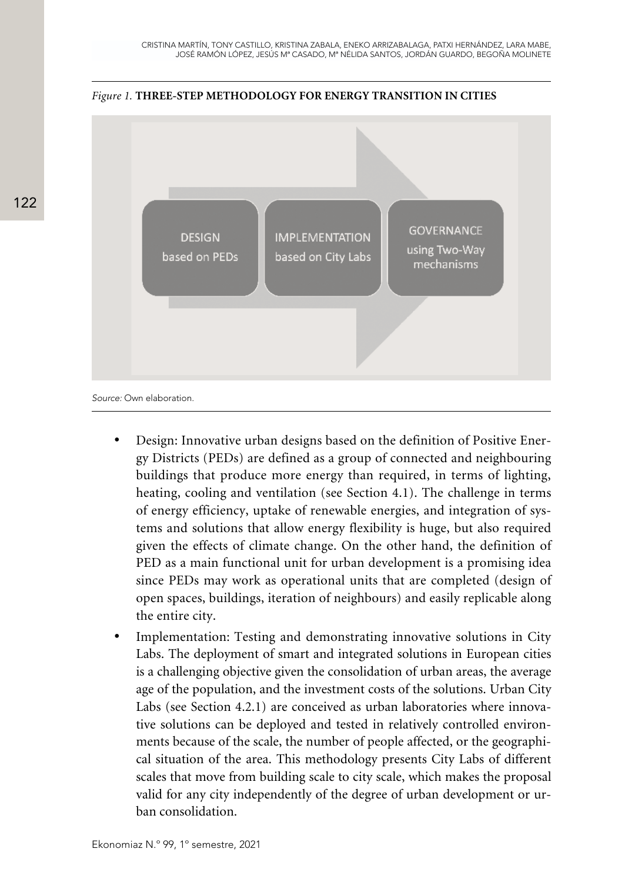*Figure 1.* **THREE-STEP METHODOLOGY FOR ENERGY TRANSITION IN CITIES**

DESIGN based on PEDs | IMPLEMENTATION based on City Labs | GOVERNANCE using Two-Way mechanisms

*Source:* Own elaboration.

- Design: Innovative urban designs based on the definition of Positive Energy Districts (PEDs) are defined as a group of connected and neighbouring buildings that produce more energy than required, in terms of lighting, heating, cooling and ventilation (see Section 4.1). The challenge in terms of energy efficiency, uptake of renewable energies, and integration of systems and solutions that allow energy flexibility is huge, but also required given the effects of climate change. On the other hand, the definition of PED as a main functional unit for urban development is a promising idea since PEDs may work as operational units that are completed (design of open spaces, buildings, iteration of neighbours) and easily replicable along the entire city.
- Implementation: Testing and demonstrating innovative solutions in City Labs. The deployment of smart and integrated solutions in European cities is a challenging objective given the consolidation of urban areas, the average age of the population, and the investment costs of the solutions. Urban City Labs (see Section 4.2.1) are conceived as urban laboratories where innovative solutions can be deployed and tested in relatively controlled environments because of the scale, the number of people affected, or the geographical situation of the area. This methodology presents City Labs of different scales that move from building scale to city scale, which makes the proposal valid for any city independently of the degree of urban development or urban consolidation.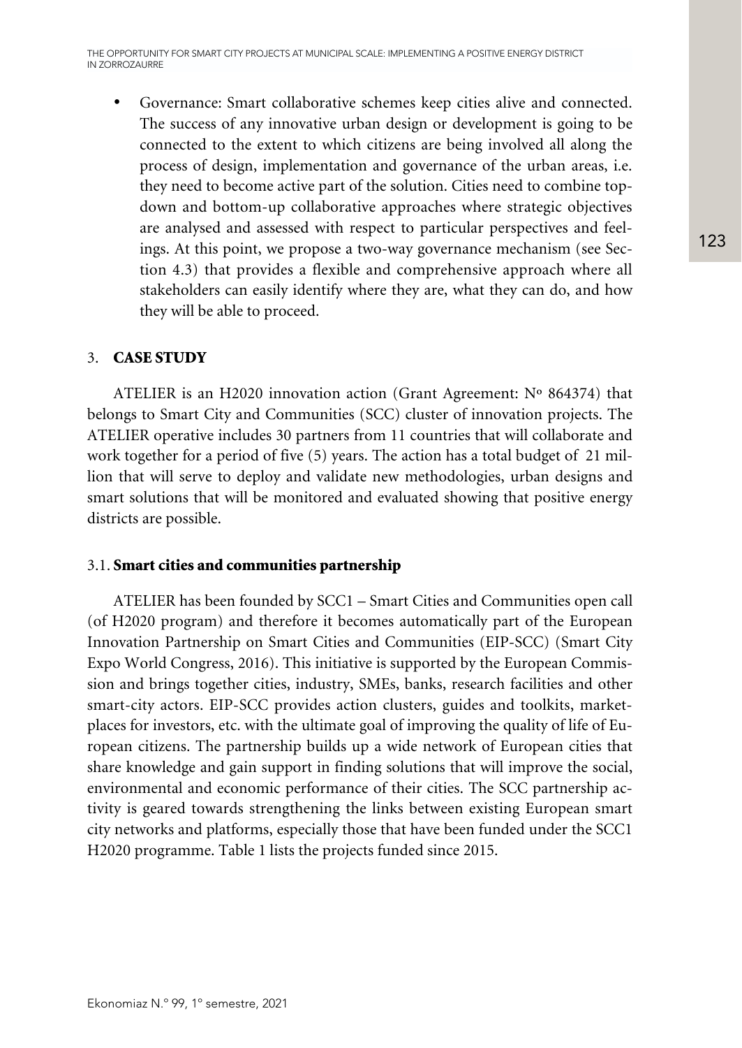- Governance: Smart collaborative schemes keep cities alive and connected. The success of any innovative urban design or development is going to be connected to the extent to which citizens are being involved all along the process of design, implementation and governance of the urban areas, i.e. they need to become active part of the solution. Cities need to combine top-down and bottom-up collaborative approaches where strategic objectives are analysed and assessed with respect to particular perspectives and feelings. At this point, we propose a two-way governance mechanism (see Section 4.3) that provides a flexible and comprehensive approach where all stakeholders can easily identify where they are, what they can do, and how they will be able to proceed.

## 3. CASE STUDY

ATELIER is an H2020 innovation action (Grant Agreement: Nº 864374) that belongs to Smart City and Communities (SCC) cluster of innovation projects. The ATELIER operative includes 30 partners from 11 countries that will collaborate and work together for a period of five (5) years. The action has a total budget of 21 million that will serve to deploy and validate new methodologies, urban designs and smart solutions that will be monitored and evaluated showing that positive energy districts are possible.

### 3.1. Smart cities and communities partnership

ATELIER has been founded by SCC1 – Smart Cities and Communities open call (of H2020 program) and therefore it becomes automatically part of the European Innovation Partnership on Smart Cities and Communities (EIP-SCC) (Smart City Expo World Congress, 2016). This initiative is supported by the European Commission and brings together cities, industry, SMEs, banks, research facilities and other smart-city actors. EIP-SCC provides action clusters, guides and toolkits, marketplaces for investors, etc. with the ultimate goal of improving the quality of life of European citizens. The partnership builds up a wide network of European cities that share knowledge and gain support in finding solutions that will improve the social, environmental and economic performance of their cities. The SCC partnership activity is geared towards strengthening the links between existing European smart city networks and platforms, especially those that have been funded under the SCC1 H2020 programme. Table 1 lists the projects funded since 2015.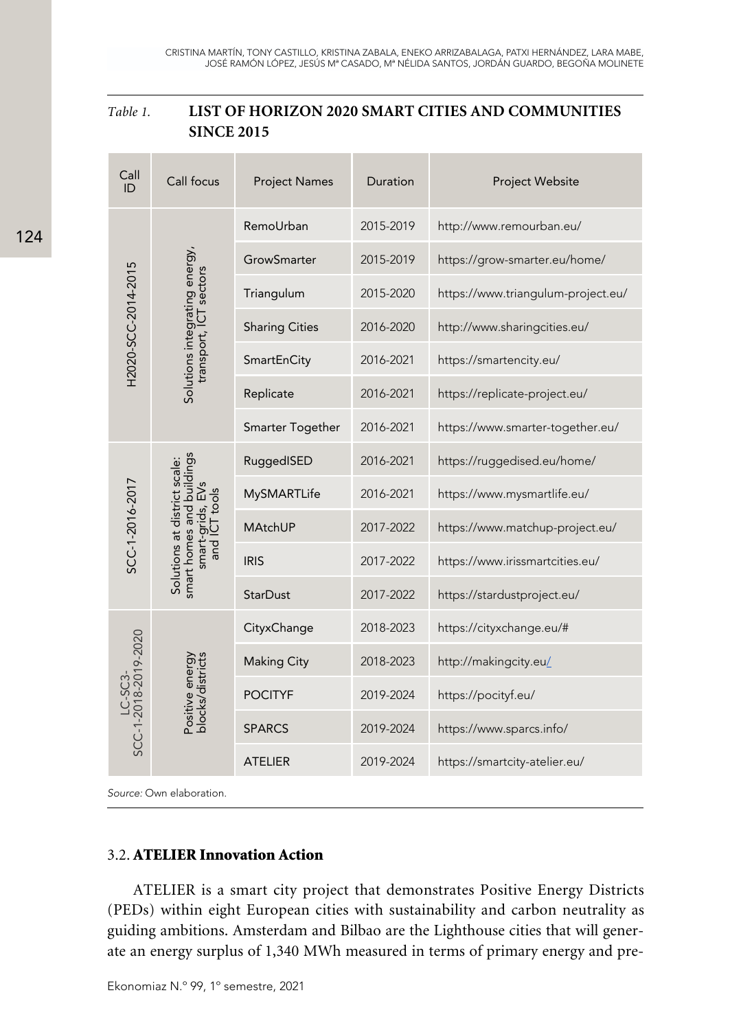*Table 1.* **LIST OF HORIZON 2020 SMART CITIES AND COMMUNITIES SINCE 2015**

| Call ID | Call focus | Project Names | Duration | Project Website |
|---|---|---|---|---|
| H2020-SCC-2014-2015 | Solutions integrating energy, transport, ICT sectors | RemoUrban | 2015-2019 | http://www.remourban.eu/ |
| | | GrowSmarter | 2015-2019 | https://grow-smarter.eu/home/ |
| | | Triangulum | 2015-2020 | https://www.triangulum-project.eu/ |
| | | Sharing Cities | 2016-2020 | http://www.sharingcities.eu/ |
| | | SmartEnCity | 2016-2021 | https://smartencity.eu/ |
| | | Replicate | 2016-2021 | https://replicate-project.eu/ |
| | | Smarter Together | 2016-2021 | https://www.smarter-together.eu/ |
| SCC-1-2016-2017 | Solutions at district scale: smart homes and buildings smart-grids, EVs and ICT tools | RuggedISED | 2016-2021 | https://ruggedised.eu/home/ |
| | | MySMARTLife | 2016-2021 | https://www.mysmartlife.eu/ |
| | | MAtchUP | 2017-2022 | https://www.matchup-project.eu/ |
| | | IRIS | 2017-2022 | https://www.irissmartcities.eu/ |
| | | StarDust | 2017-2022 | https://stardustproject.eu/ |
| LC-SC3-SCC-1-2018-2019-2020 | Positive energy blocks/districts | CityxChange | 2018-2023 | https://cityxchange.eu/# |
| | | Making City | 2018-2023 | http://makingcity.eu/ |
| | | POCITYF | 2019-2024 | https://pocityf.eu/ |
| | | SPARCS | 2019-2024 | https://www.sparcs.info/ |
| | | ATELIER | 2019-2024 | https://smartcity-atelier.eu/ |

*Source:* Own elaboration.

### 3.2. ATELIER Innovation Action

ATELIER is a smart city project that demonstrates Positive Energy Districts (PEDs) within eight European cities with sustainability and carbon neutrality as guiding ambitions. Amsterdam and Bilbao are the Lighthouse cities that will generate an energy surplus of 1,340 MWh measured in terms of primary energy and pre-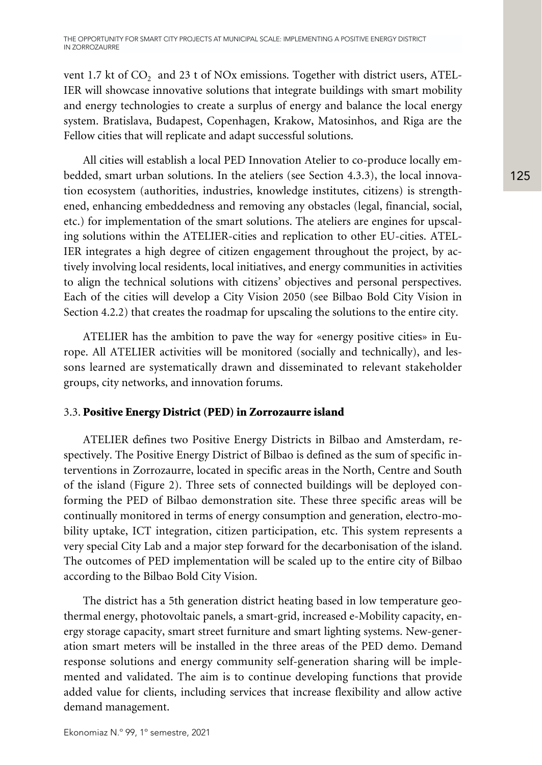vent 1.7 kt of $CO_2$ and 23 t of NOx emissions. Together with district users, ATELIER will showcase innovative solutions that integrate buildings with smart mobility and energy technologies to create a surplus of energy and balance the local energy system. Bratislava, Budapest, Copenhagen, Krakow, Matosinhos, and Riga are the Fellow cities that will replicate and adapt successful solutions.

All cities will establish a local PED Innovation Atelier to co-produce locally embedded, smart urban solutions. In the ateliers (see Section 4.3.3), the local innovation ecosystem (authorities, industries, knowledge institutes, citizens) is strengthened, enhancing embeddedness and removing any obstacles (legal, financial, social, etc.) for implementation of the smart solutions. The ateliers are engines for upscaling solutions within the ATELIER-cities and replication to other EU-cities. ATELIER integrates a high degree of citizen engagement throughout the project, by actively involving local residents, local initiatives, and energy communities in activities to align the technical solutions with citizens' objectives and personal perspectives. Each of the cities will develop a City Vision 2050 (see Bilbao Bold City Vision in Section 4.2.2) that creates the roadmap for upscaling the solutions to the entire city.

ATELIER has the ambition to pave the way for «energy positive cities» in Europe. All ATELIER activities will be monitored (socially and technically), and lessons learned are systematically drawn and disseminated to relevant stakeholder groups, city networks, and innovation forums.

### 3.3. **Positive Energy District (PED) in Zorrozaurre island**

ATELIER defines two Positive Energy Districts in Bilbao and Amsterdam, respectively. The Positive Energy District of Bilbao is defined as the sum of specific interventions in Zorrozaurre, located in specific areas in the North, Centre and South of the island (Figure 2). Three sets of connected buildings will be deployed conforming the PED of Bilbao demonstration site. These three specific areas will be continually monitored in terms of energy consumption and generation, electro-mobility uptake, ICT integration, citizen participation, etc. This system represents a very special City Lab and a major step forward for the decarbonisation of the island. The outcomes of PED implementation will be scaled up to the entire city of Bilbao according to the Bilbao Bold City Vision.

The district has a 5th generation district heating based in low temperature geothermal energy, photovoltaic panels, a smart-grid, increased e-Mobility capacity, energy storage capacity, smart street furniture and smart lighting systems. New-generation smart meters will be installed in the three areas of the PED demo. Demand response solutions and energy community self-generation sharing will be implemented and validated. The aim is to continue developing functions that provide added value for clients, including services that increase flexibility and allow active demand management.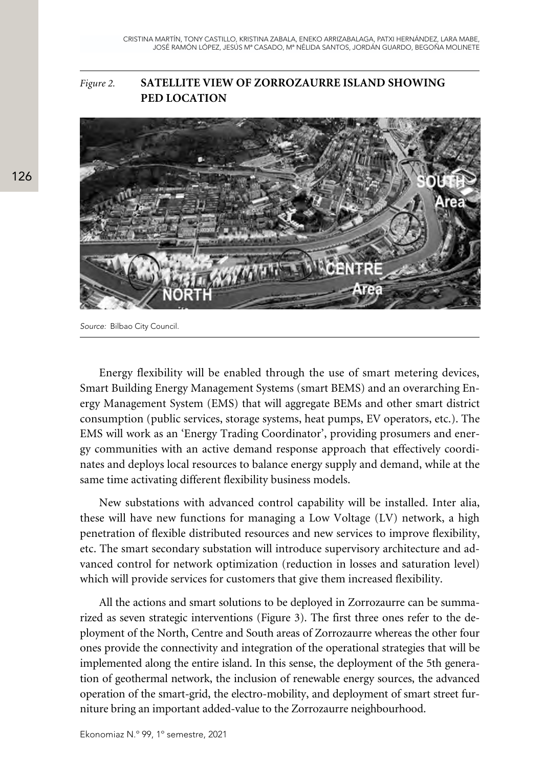*Figure 2.* **SATELLITE VIEW OF ZORROZAURRE ISLAND SHOWING PED LOCATION**

*Source:* Bilbao City Council.

Energy flexibility will be enabled through the use of smart metering devices, Smart Building Energy Management Systems (smart BEMS) and an overarching Energy Management System (EMS) that will aggregate BEMs and other smart district consumption (public services, storage systems, heat pumps, EV operators, etc.). The EMS will work as an 'Energy Trading Coordinator', providing prosumers and energy communities with an active demand response approach that effectively coordinates and deploys local resources to balance energy supply and demand, while at the same time activating different flexibility business models.

New substations with advanced control capability will be installed. Inter alia, these will have new functions for managing a Low Voltage (LV) network, a high penetration of flexible distributed resources and new services to improve flexibility, etc. The smart secondary substation will introduce supervisory architecture and advanced control for network optimization (reduction in losses and saturation level) which will provide services for customers that give them increased flexibility.

All the actions and smart solutions to be deployed in Zorrozaurre can be summarized as seven strategic interventions (Figure 3). The first three ones refer to the deployment of the North, Centre and South areas of Zorrozaurre whereas the other four ones provide the connectivity and integration of the operational strategies that will be implemented along the entire island. In this sense, the deployment of the 5th generation of geothermal network, the inclusion of renewable energy sources, the advanced operation of the smart-grid, the electro-mobility, and deployment of smart street furniture bring an important added-value to the Zorrozaurre neighbourhood.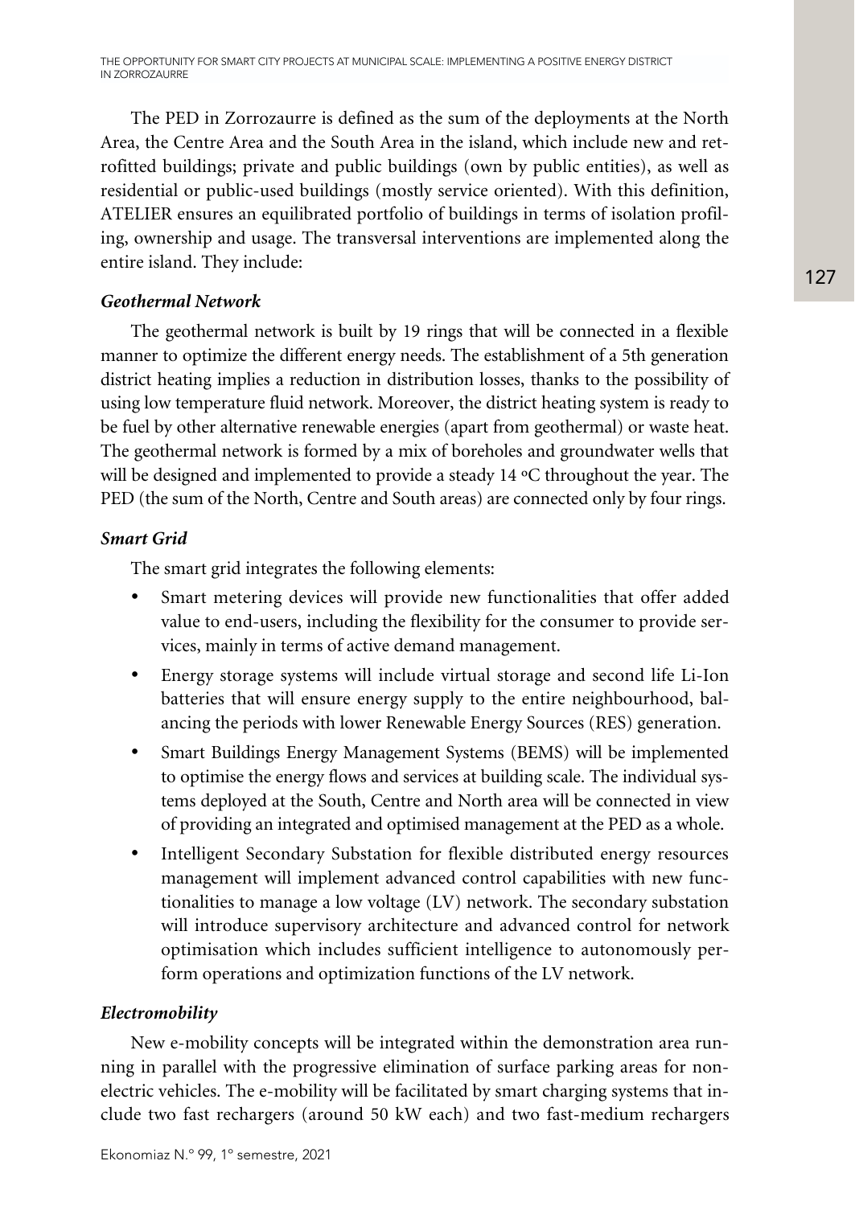The PED in Zorrozaurre is defined as the sum of the deployments at the North Area, the Centre Area and the South Area in the island, which include new and retrofitted buildings; private and public buildings (own by public entities), as well as residential or public-used buildings (mostly service oriented). With this definition, ATELIER ensures an equilibrated portfolio of buildings in terms of isolation profiling, ownership and usage. The transversal interventions are implemented along the entire island. They include:

### *Geothermal Network*

The geothermal network is built by 19 rings that will be connected in a flexible manner to optimize the different energy needs. The establishment of a 5th generation district heating implies a reduction in distribution losses, thanks to the possibility of using low temperature fluid network. Moreover, the district heating system is ready to be fuel by other alternative renewable energies (apart from geothermal) or waste heat. The geothermal network is formed by a mix of boreholes and groundwater wells that will be designed and implemented to provide a steady 14 ºC throughout the year. The PED (the sum of the North, Centre and South areas) are connected only by four rings.

### *Smart Grid*

The smart grid integrates the following elements:

- Smart metering devices will provide new functionalities that offer added value to end-users, including the flexibility for the consumer to provide services, mainly in terms of active demand management.
- Energy storage systems will include virtual storage and second life Li-Ion batteries that will ensure energy supply to the entire neighbourhood, balancing the periods with lower Renewable Energy Sources (RES) generation.
- Smart Buildings Energy Management Systems (BEMS) will be implemented to optimise the energy flows and services at building scale. The individual systems deployed at the South, Centre and North area will be connected in view of providing an integrated and optimised management at the PED as a whole.
- Intelligent Secondary Substation for flexible distributed energy resources management will implement advanced control capabilities with new functionalities to manage a low voltage (LV) network. The secondary substation will introduce supervisory architecture and advanced control for network optimisation which includes sufficient intelligence to autonomously perform operations and optimization functions of the LV network.

### *Electromobility*

New e-mobility concepts will be integrated within the demonstration area running in parallel with the progressive elimination of surface parking areas for non-electric vehicles. The e-mobility will be facilitated by smart charging systems that include two fast rechargers (around 50 kW each) and two fast-medium rechargers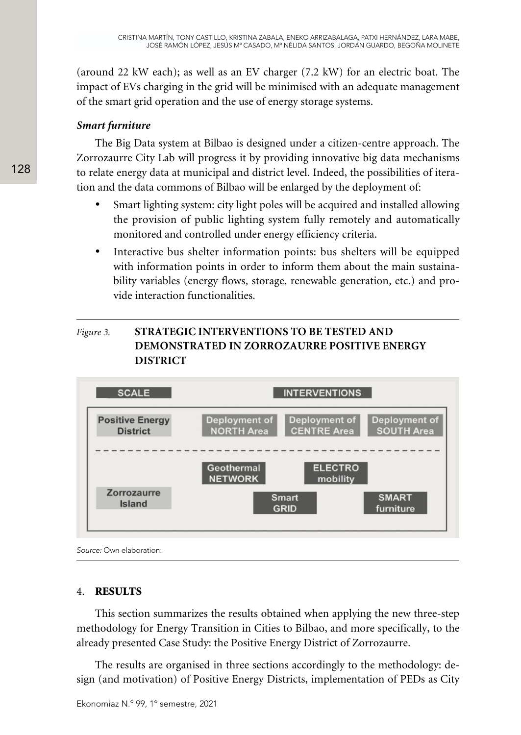(around 22 kW each); as well as an EV charger (7.2 kW) for an electric boat. The impact of EVs charging in the grid will be minimised with an adequate management of the smart grid operation and the use of energy storage systems.

***Smart furniture***

The Big Data system at Bilbao is designed under a citizen-centre approach. The Zorrozaurre City Lab will progress it by providing innovative big data mechanisms to relate energy data at municipal and district level. Indeed, the possibilities of iteration and the data commons of Bilbao will be enlarged by the deployment of:

- Smart lighting system: city light poles will be acquired and installed allowing the provision of public lighting system fully remotely and automatically monitored and controlled under energy efficiency criteria.
- Interactive bus shelter information points: bus shelters will be equipped with information points in order to inform them about the main sustainability variables (energy flows, storage, renewable generation, etc.) and provide interaction functionalities.

*Figure 3.* **STRATEGIC INTERVENTIONS TO BE TESTED AND DEMONSTRATED IN ZORROZAURRE POSITIVE ENERGY DISTRICT**

| SCALE | INTERVENTIONS | | |
| --- | --- | --- | --- |
| Positive Energy District | Deployment of NORTH Area | Deployment of CENTRE Area | Deployment of SOUTH Area |
| Zorrozaurre Island | Geothermal NETWORK | ELECTRO mobility | |
| | | Smart GRID | SMART furniture |

*Source:* Own elaboration.

## 4. RESULTS

This section summarizes the results obtained when applying the new three-step methodology for Energy Transition in Cities to Bilbao, and more specifically, to the already presented Case Study: the Positive Energy District of Zorrozaurre.

The results are organised in three sections accordingly to the methodology: design (and motivation) of Positive Energy Districts, implementation of PEDs as City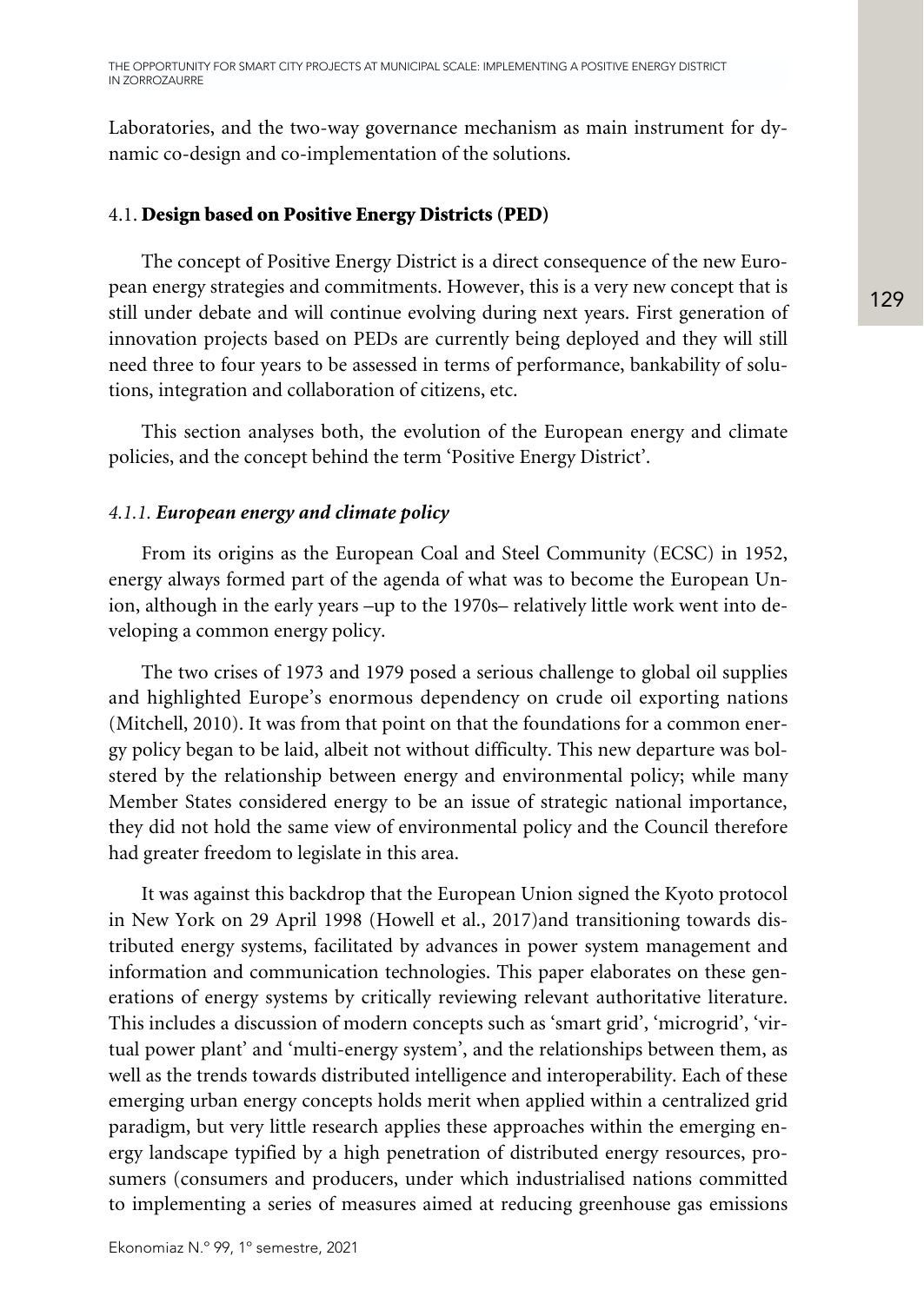Laboratories, and the two-way governance mechanism as main instrument for dynamic co-design and co-implementation of the solutions.

### 4.1. **Design based on Positive Energy Districts (PED)**

The concept of Positive Energy District is a direct consequence of the new European energy strategies and commitments. However, this is a very new concept that is still under debate and will continue evolving during next years. First generation of innovation projects based on PEDs are currently being deployed and they will still need three to four years to be assessed in terms of performance, bankability of solutions, integration and collaboration of citizens, etc.

This section analyses both, the evolution of the European energy and climate policies, and the concept behind the term 'Positive Energy District'.

#### *4.1.1. **European energy and climate policy***

From its origins as the European Coal and Steel Community (ECSC) in 1952, energy always formed part of the agenda of what was to become the European Union, although in the early years –up to the 1970s– relatively little work went into developing a common energy policy.

The two crises of 1973 and 1979 posed a serious challenge to global oil supplies and highlighted Europe's enormous dependency on crude oil exporting nations (Mitchell, 2010). It was from that point on that the foundations for a common energy policy began to be laid, albeit not without difficulty. This new departure was bolstered by the relationship between energy and environmental policy; while many Member States considered energy to be an issue of strategic national importance, they did not hold the same view of environmental policy and the Council therefore had greater freedom to legislate in this area.

It was against this backdrop that the European Union signed the Kyoto protocol in New York on 29 April 1998 (Howell et al., 2017)and transitioning towards distributed energy systems, facilitated by advances in power system management and information and communication technologies. This paper elaborates on these generations of energy systems by critically reviewing relevant authoritative literature. This includes a discussion of modern concepts such as 'smart grid', 'microgrid', 'virtual power plant' and 'multi-energy system', and the relationships between them, as well as the trends towards distributed intelligence and interoperability. Each of these emerging urban energy concepts holds merit when applied within a centralized grid paradigm, but very little research applies these approaches within the emerging energy landscape typified by a high penetration of distributed energy resources, prosumers (consumers and producers, under which industrialised nations committed to implementing a series of measures aimed at reducing greenhouse gas emissions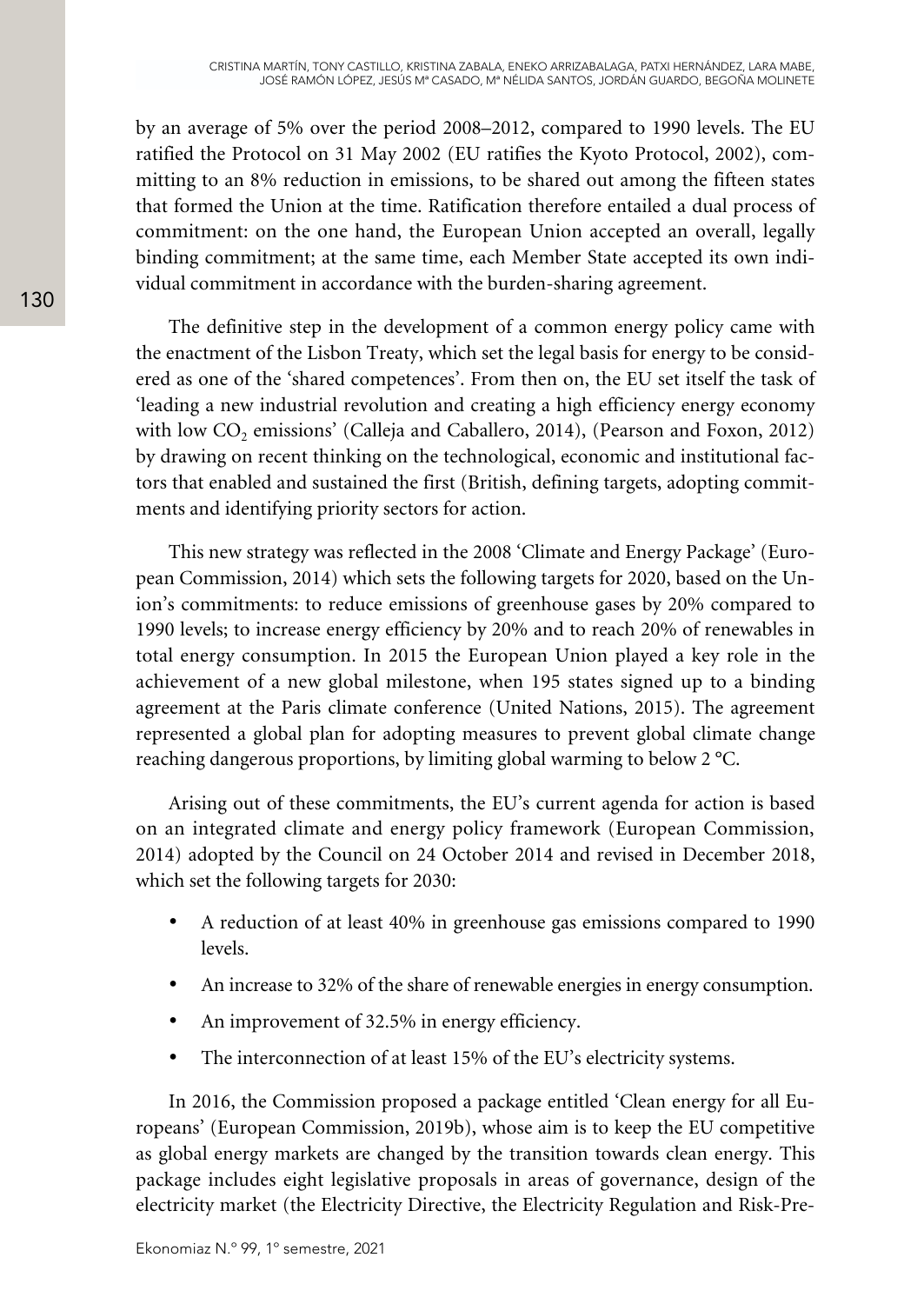by an average of 5% over the period 2008–2012, compared to 1990 levels. The EU ratified the Protocol on 31 May 2002 (EU ratifies the Kyoto Protocol, 2002), committing to an 8% reduction in emissions, to be shared out among the fifteen states that formed the Union at the time. Ratification therefore entailed a dual process of commitment: on the one hand, the European Union accepted an overall, legally binding commitment; at the same time, each Member State accepted its own individual commitment in accordance with the burden-sharing agreement.

The definitive step in the development of a common energy policy came with the enactment of the Lisbon Treaty, which set the legal basis for energy to be considered as one of the 'shared competences'. From then on, the EU set itself the task of 'leading a new industrial revolution and creating a high efficiency energy economy with low $CO_2$ emissions' (Calleja and Caballero, 2014), (Pearson and Foxon, 2012) by drawing on recent thinking on the technological, economic and institutional factors that enabled and sustained the first (British, defining targets, adopting commitments and identifying priority sectors for action.

This new strategy was reflected in the 2008 'Climate and Energy Package' (European Commission, 2014) which sets the following targets for 2020, based on the Union's commitments: to reduce emissions of greenhouse gases by 20% compared to 1990 levels; to increase energy efficiency by 20% and to reach 20% of renewables in total energy consumption. In 2015 the European Union played a key role in the achievement of a new global milestone, when 195 states signed up to a binding agreement at the Paris climate conference (United Nations, 2015). The agreement represented a global plan for adopting measures to prevent global climate change reaching dangerous proportions, by limiting global warming to below 2 °C.

Arising out of these commitments, the EU's current agenda for action is based on an integrated climate and energy policy framework (European Commission, 2014) adopted by the Council on 24 October 2014 and revised in December 2018, which set the following targets for 2030:

- A reduction of at least 40% in greenhouse gas emissions compared to 1990 levels.
- An increase to 32% of the share of renewable energies in energy consumption.
- An improvement of 32.5% in energy efficiency.
- The interconnection of at least 15% of the EU's electricity systems.

In 2016, the Commission proposed a package entitled 'Clean energy for all Europeans' (European Commission, 2019b), whose aim is to keep the EU competitive as global energy markets are changed by the transition towards clean energy. This package includes eight legislative proposals in areas of governance, design of the electricity market (the Electricity Directive, the Electricity Regulation and Risk-Pre-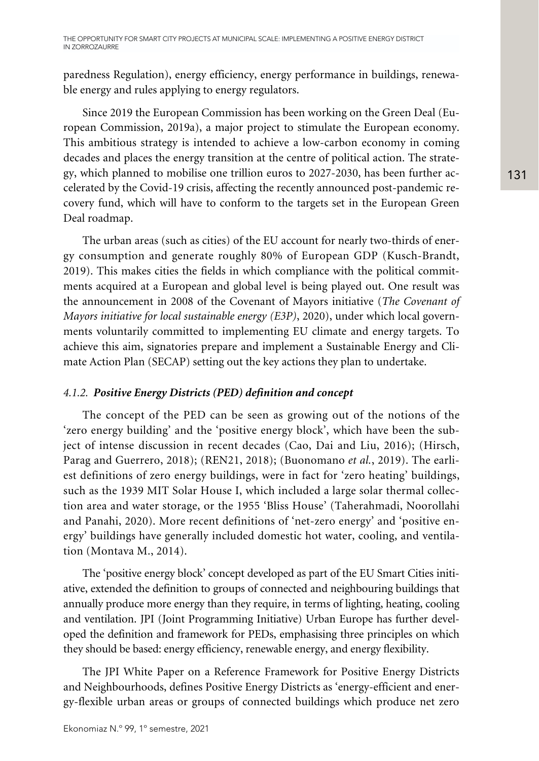paredness Regulation), energy efficiency, energy performance in buildings, renewable energy and rules applying to energy regulators.

Since 2019 the European Commission has been working on the Green Deal (European Commission, 2019a), a major project to stimulate the European economy. This ambitious strategy is intended to achieve a low-carbon economy in coming decades and places the energy transition at the centre of political action. The strategy, which planned to mobilise one trillion euros to 2027-2030, has been further accelerated by the Covid-19 crisis, affecting the recently announced post-pandemic recovery fund, which will have to conform to the targets set in the European Green Deal roadmap.

The urban areas (such as cities) of the EU account for nearly two-thirds of energy consumption and generate roughly 80% of European GDP (Kusch-Brandt, 2019). This makes cities the fields in which compliance with the political commitments acquired at a European and global level is being played out. One result was the announcement in 2008 of the Covenant of Mayors initiative (*The Covenant of Mayors initiative for local sustainable energy (E3P)*, 2020), under which local governments voluntarily committed to implementing EU climate and energy targets. To achieve this aim, signatories prepare and implement a Sustainable Energy and Climate Action Plan (SECAP) setting out the key actions they plan to undertake.

#### *4.1.2. Positive Energy Districts (PED) definition and concept*

The concept of the PED can be seen as growing out of the notions of the 'zero energy building' and the 'positive energy block', which have been the subject of intense discussion in recent decades (Cao, Dai and Liu, 2016); (Hirsch, Parag and Guerrero, 2018); (REN21, 2018); (Buonomano *et al.*, 2019). The earliest definitions of zero energy buildings, were in fact for 'zero heating' buildings, such as the 1939 MIT Solar House I, which included a large solar thermal collection area and water storage, or the 1955 'Bliss House' (Taherahmadi, Noorollahi and Panahi, 2020). More recent definitions of 'net-zero energy' and 'positive energy' buildings have generally included domestic hot water, cooling, and ventilation (Montava M., 2014).

The 'positive energy block' concept developed as part of the EU Smart Cities initiative, extended the definition to groups of connected and neighbouring buildings that annually produce more energy than they require, in terms of lighting, heating, cooling and ventilation. JPI (Joint Programming Initiative) Urban Europe has further developed the definition and framework for PEDs, emphasising three principles on which they should be based: energy efficiency, renewable energy, and energy flexibility.

The JPI White Paper on a Reference Framework for Positive Energy Districts and Neighbourhoods, defines Positive Energy Districts as 'energy-efficient and energy-flexible urban areas or groups of connected buildings which produce net zero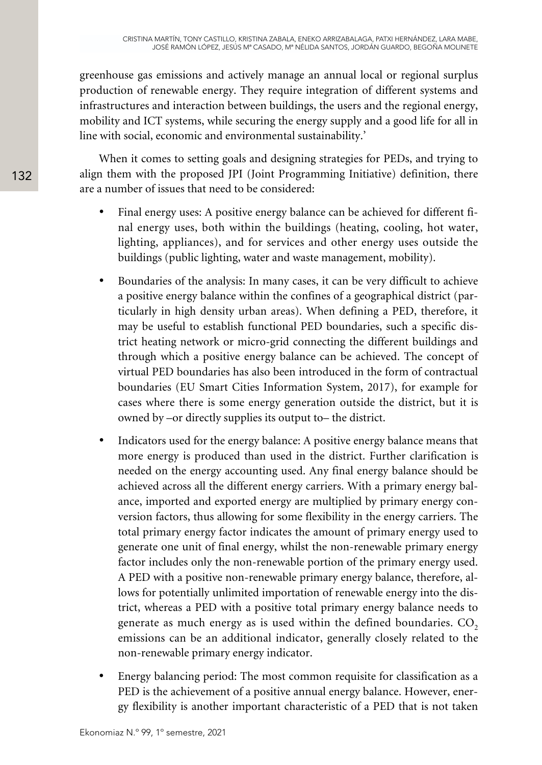greenhouse gas emissions and actively manage an annual local or regional surplus production of renewable energy. They require integration of different systems and infrastructures and interaction between buildings, the users and the regional energy, mobility and ICT systems, while securing the energy supply and a good life for all in line with social, economic and environmental sustainability.'

When it comes to setting goals and designing strategies for PEDs, and trying to align them with the proposed JPI (Joint Programming Initiative) definition, there are a number of issues that need to be considered:

- Final energy uses: A positive energy balance can be achieved for different final energy uses, both within the buildings (heating, cooling, hot water, lighting, appliances), and for services and other energy uses outside the buildings (public lighting, water and waste management, mobility).
- Boundaries of the analysis: In many cases, it can be very difficult to achieve a positive energy balance within the confines of a geographical district (particularly in high density urban areas). When defining a PED, therefore, it may be useful to establish functional PED boundaries, such a specific district heating network or micro-grid connecting the different buildings and through which a positive energy balance can be achieved. The concept of virtual PED boundaries has also been introduced in the form of contractual boundaries (EU Smart Cities Information System, 2017), for example for cases where there is some energy generation outside the district, but it is owned by –or directly supplies its output to– the district.
- Indicators used for the energy balance: A positive energy balance means that more energy is produced than used in the district. Further clarification is needed on the energy accounting used. Any final energy balance should be achieved across all the different energy carriers. With a primary energy balance, imported and exported energy are multiplied by primary energy conversion factors, thus allowing for some flexibility in the energy carriers. The total primary energy factor indicates the amount of primary energy used to generate one unit of final energy, whilst the non-renewable primary energy factor includes only the non-renewable portion of the primary energy used. A PED with a positive non-renewable primary energy balance, therefore, allows for potentially unlimited importation of renewable energy into the district, whereas a PED with a positive total primary energy balance needs to generate as much energy as is used within the defined boundaries. $CO_2$ emissions can be an additional indicator, generally closely related to the non-renewable primary energy indicator.
- Energy balancing period: The most common requisite for classification as a PED is the achievement of a positive annual energy balance. However, energy flexibility is another important characteristic of a PED that is not taken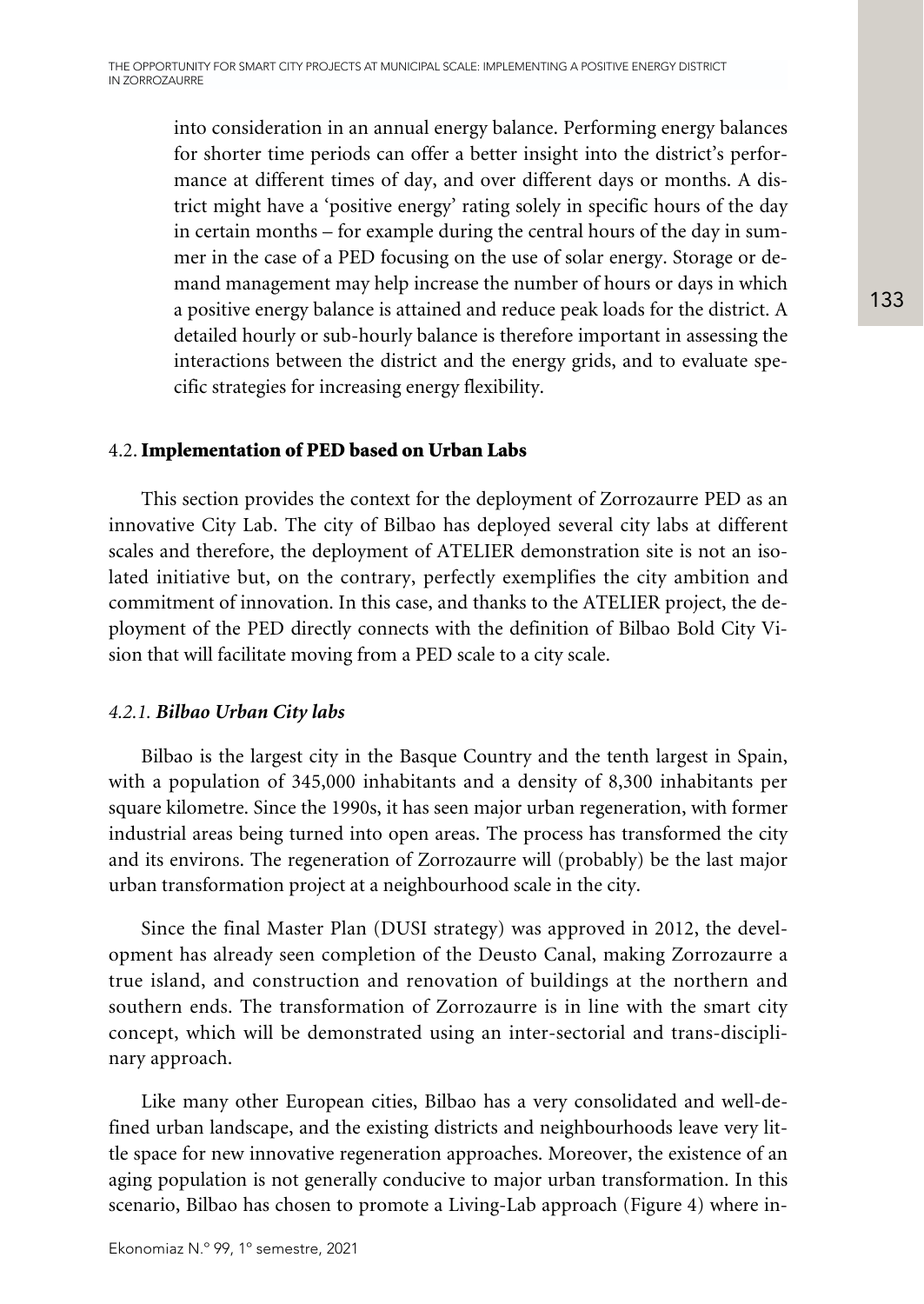into consideration in an annual energy balance. Performing energy balances for shorter time periods can offer a better insight into the district's performance at different times of day, and over different days or months. A district might have a 'positive energy' rating solely in specific hours of the day in certain months – for example during the central hours of the day in summer in the case of a PED focusing on the use of solar energy. Storage or demand management may help increase the number of hours or days in which a positive energy balance is attained and reduce peak loads for the district. A detailed hourly or sub-hourly balance is therefore important in assessing the interactions between the district and the energy grids, and to evaluate specific strategies for increasing energy flexibility.

### 4.2. Implementation of PED based on Urban Labs

This section provides the context for the deployment of Zorrozaurre PED as an innovative City Lab. The city of Bilbao has deployed several city labs at different scales and therefore, the deployment of ATELIER demonstration site is not an isolated initiative but, on the contrary, perfectly exemplifies the city ambition and commitment of innovation. In this case, and thanks to the ATELIER project, the deployment of the PED directly connects with the definition of Bilbao Bold City Vision that will facilitate moving from a PED scale to a city scale.

#### *4.2.1. Bilbao Urban City labs*

Bilbao is the largest city in the Basque Country and the tenth largest in Spain, with a population of 345,000 inhabitants and a density of 8,300 inhabitants per square kilometre. Since the 1990s, it has seen major urban regeneration, with former industrial areas being turned into open areas. The process has transformed the city and its environs. The regeneration of Zorrozaurre will (probably) be the last major urban transformation project at a neighbourhood scale in the city.

Since the final Master Plan (DUSI strategy) was approved in 2012, the development has already seen completion of the Deusto Canal, making Zorrozaurre a true island, and construction and renovation of buildings at the northern and southern ends. The transformation of Zorrozaurre is in line with the smart city concept, which will be demonstrated using an inter-sectorial and trans-disciplinary approach.

Like many other European cities, Bilbao has a very consolidated and well-defined urban landscape, and the existing districts and neighbourhoods leave very little space for new innovative regeneration approaches. Moreover, the existence of an aging population is not generally conducive to major urban transformation. In this scenario, Bilbao has chosen to promote a Living-Lab approach (Figure 4) where in-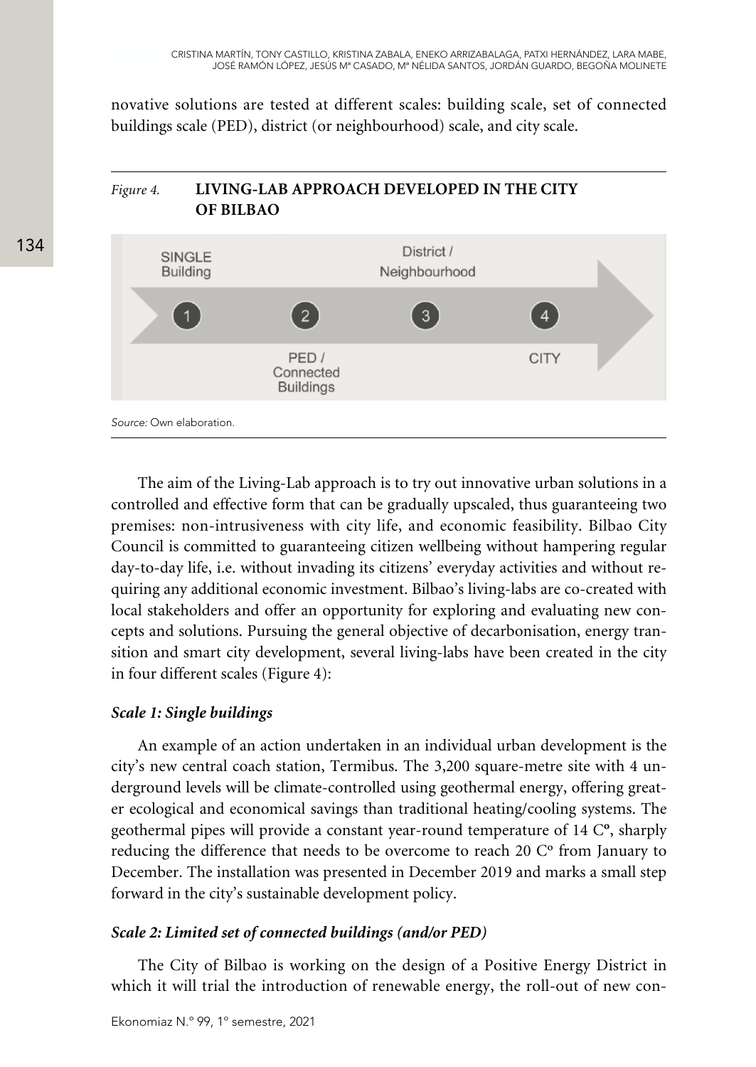novative solutions are tested at different scales: building scale, set of connected buildings scale (PED), district (or neighbourhood) scale, and city scale.

*Figure 4.* **LIVING-LAB APPROACH DEVELOPED IN THE CITY OF BILBAO**

SINGLE Building — 1; PED / Connected Buildings — 2; District / Neighbourhood — 3; CITY — 4

*Source:* Own elaboration.

The aim of the Living-Lab approach is to try out innovative urban solutions in a controlled and effective form that can be gradually upscaled, thus guaranteeing two premises: non-intrusiveness with city life, and economic feasibility. Bilbao City Council is committed to guaranteeing citizen wellbeing without hampering regular day-to-day life, i.e. without invading its citizens' everyday activities and without requiring any additional economic investment. Bilbao's living-labs are co-created with local stakeholders and offer an opportunity for exploring and evaluating new concepts and solutions. Pursuing the general objective of decarbonisation, energy transition and smart city development, several living-labs have been created in the city in four different scales (Figure 4):

***Scale 1: Single buildings***

An example of an action undertaken in an individual urban development is the city's new central coach station, Termibus. The 3,200 square-metre site with 4 underground levels will be climate-controlled using geothermal energy, offering greater ecological and economical savings than traditional heating/cooling systems. The geothermal pipes will provide a constant year-round temperature of 14 Cº, sharply reducing the difference that needs to be overcome to reach 20 Cº from January to December. The installation was presented in December 2019 and marks a small step forward in the city's sustainable development policy.

***Scale 2: Limited set of connected buildings (and/or PED)***

The City of Bilbao is working on the design of a Positive Energy District in which it will trial the introduction of renewable energy, the roll-out of new con-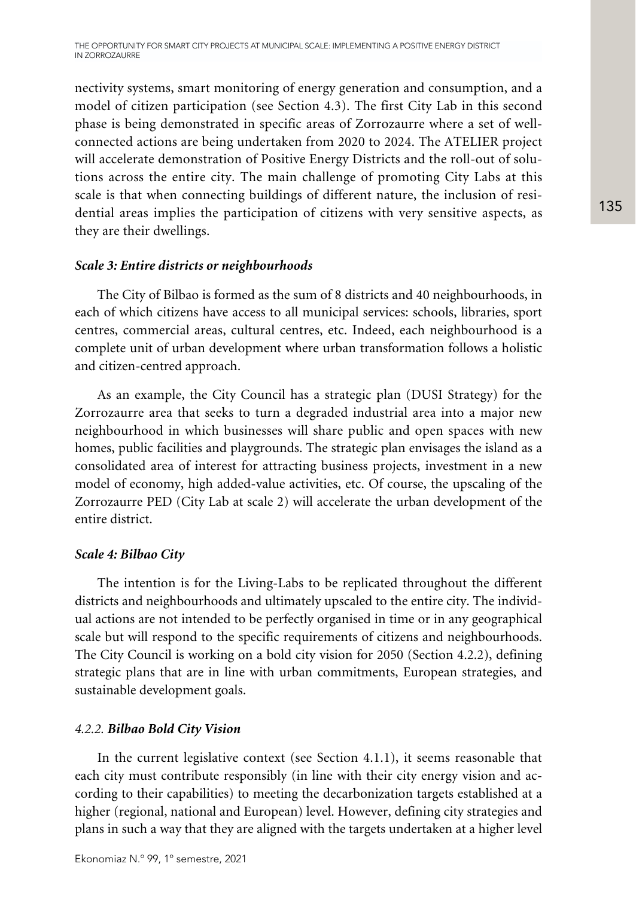nectivity systems, smart monitoring of energy generation and consumption, and a model of citizen participation (see Section 4.3). The first City Lab in this second phase is being demonstrated in specific areas of Zorrozaurre where a set of well-connected actions are being undertaken from 2020 to 2024. The ATELIER project will accelerate demonstration of Positive Energy Districts and the roll-out of solutions across the entire city. The main challenge of promoting City Labs at this scale is that when connecting buildings of different nature, the inclusion of residential areas implies the participation of citizens with very sensitive aspects, as they are their dwellings.

***Scale 3: Entire districts or neighbourhoods***

The City of Bilbao is formed as the sum of 8 districts and 40 neighbourhoods, in each of which citizens have access to all municipal services: schools, libraries, sport centres, commercial areas, cultural centres, etc. Indeed, each neighbourhood is a complete unit of urban development where urban transformation follows a holistic and citizen-centred approach.

As an example, the City Council has a strategic plan (DUSI Strategy) for the Zorrozaurre area that seeks to turn a degraded industrial area into a major new neighbourhood in which businesses will share public and open spaces with new homes, public facilities and playgrounds. The strategic plan envisages the island as a consolidated area of interest for attracting business projects, investment in a new model of economy, high added-value activities, etc. Of course, the upscaling of the Zorrozaurre PED (City Lab at scale 2) will accelerate the urban development of the entire district.

***Scale 4: Bilbao City***

The intention is for the Living-Labs to be replicated throughout the different districts and neighbourhoods and ultimately upscaled to the entire city. The individual actions are not intended to be perfectly organised in time or in any geographical scale but will respond to the specific requirements of citizens and neighbourhoods. The City Council is working on a bold city vision for 2050 (Section 4.2.2), defining strategic plans that are in line with urban commitments, European strategies, and sustainable development goals.

### *4.2.2.* ***Bilbao Bold City Vision***

In the current legislative context (see Section 4.1.1), it seems reasonable that each city must contribute responsibly (in line with their city energy vision and according to their capabilities) to meeting the decarbonization targets established at a higher (regional, national and European) level. However, defining city strategies and plans in such a way that they are aligned with the targets undertaken at a higher level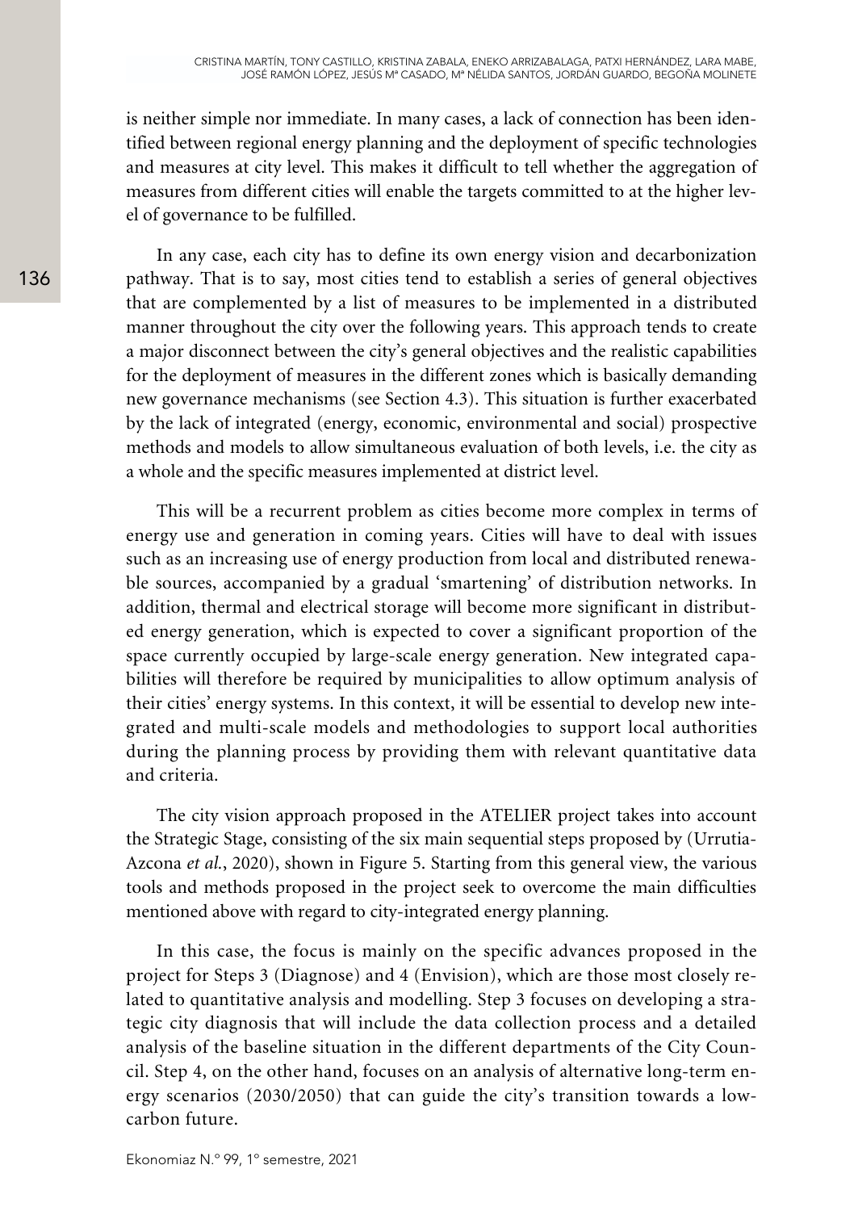is neither simple nor immediate. In many cases, a lack of connection has been identified between regional energy planning and the deployment of specific technologies and measures at city level. This makes it difficult to tell whether the aggregation of measures from different cities will enable the targets committed to at the higher level of governance to be fulfilled.

In any case, each city has to define its own energy vision and decarbonization pathway. That is to say, most cities tend to establish a series of general objectives that are complemented by a list of measures to be implemented in a distributed manner throughout the city over the following years. This approach tends to create a major disconnect between the city's general objectives and the realistic capabilities for the deployment of measures in the different zones which is basically demanding new governance mechanisms (see Section 4.3). This situation is further exacerbated by the lack of integrated (energy, economic, environmental and social) prospective methods and models to allow simultaneous evaluation of both levels, i.e. the city as a whole and the specific measures implemented at district level.

This will be a recurrent problem as cities become more complex in terms of energy use and generation in coming years. Cities will have to deal with issues such as an increasing use of energy production from local and distributed renewable sources, accompanied by a gradual 'smartening' of distribution networks. In addition, thermal and electrical storage will become more significant in distributed energy generation, which is expected to cover a significant proportion of the space currently occupied by large-scale energy generation. New integrated capabilities will therefore be required by municipalities to allow optimum analysis of their cities' energy systems. In this context, it will be essential to develop new integrated and multi-scale models and methodologies to support local authorities during the planning process by providing them with relevant quantitative data and criteria.

The city vision approach proposed in the ATELIER project takes into account the Strategic Stage, consisting of the six main sequential steps proposed by (Urrutia-Azcona *et al.*, 2020), shown in Figure 5. Starting from this general view, the various tools and methods proposed in the project seek to overcome the main difficulties mentioned above with regard to city-integrated energy planning.

In this case, the focus is mainly on the specific advances proposed in the project for Steps 3 (Diagnose) and 4 (Envision), which are those most closely related to quantitative analysis and modelling. Step 3 focuses on developing a strategic city diagnosis that will include the data collection process and a detailed analysis of the baseline situation in the different departments of the City Council. Step 4, on the other hand, focuses on an analysis of alternative long-term energy scenarios (2030/2050) that can guide the city's transition towards a low-carbon future.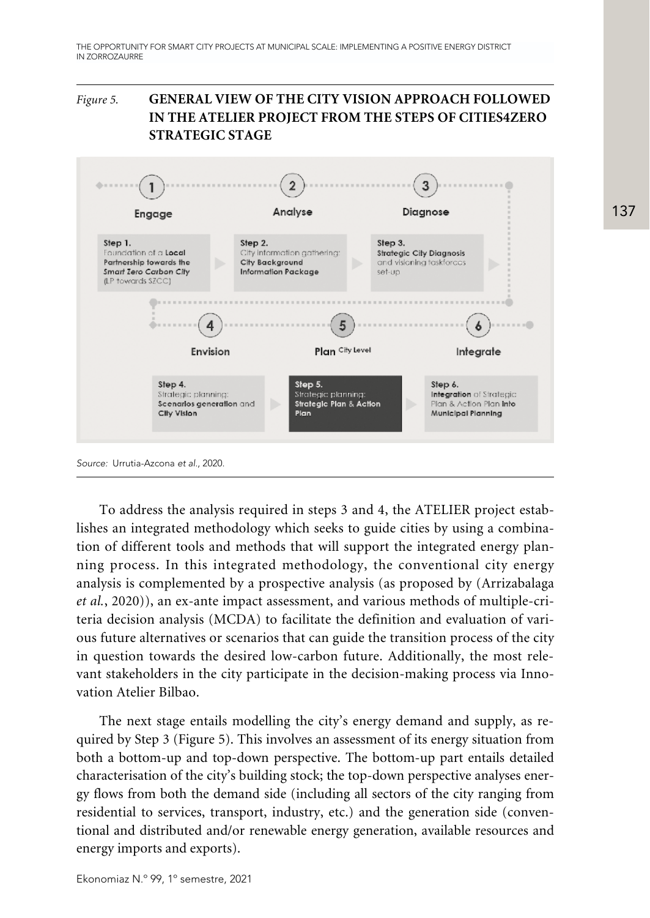*Figure 5.* **GENERAL VIEW OF THE CITY VISION APPROACH FOLLOWED IN THE ATELIER PROJECT FROM THE STEPS OF CITIES4ZERO STRATEGIC STAGE**

1 Engage — **Step 1.** Foundation of a **Local Partnership towards the *Smart Zero Carbon City*** (LP towards SZCC)

2 Analyse — **Step 2.** City information gathering: **City Background Information Package**

3 Diagnose — **Step 3.** **Strategic City Diagnosis** and visioning taskforces set-up

4 Envision — **Step 4.** Strategic planning: **Scenarios generation** and **City Vision**

5 Plan City Level — **Step 5.** Strategic planning: **Strategic Plan & Action Plan**

6 Integrate — **Step 6.** **Integration** of Strategic Plan & Action Plan **into Municipal Planning**

*Source:* Urrutia-Azcona *et al.*, 2020.

To address the analysis required in steps 3 and 4, the ATELIER project establishes an integrated methodology which seeks to guide cities by using a combination of different tools and methods that will support the integrated energy planning process. In this integrated methodology, the conventional city energy analysis is complemented by a prospective analysis (as proposed by (Arrizabalaga *et al.*, 2020)), an ex-ante impact assessment, and various methods of multiple-criteria decision analysis (MCDA) to facilitate the definition and evaluation of various future alternatives or scenarios that can guide the transition process of the city in question towards the desired low-carbon future. Additionally, the most relevant stakeholders in the city participate in the decision-making process via Innovation Atelier Bilbao.

The next stage entails modelling the city's energy demand and supply, as required by Step 3 (Figure 5). This involves an assessment of its energy situation from both a bottom-up and top-down perspective. The bottom-up part entails detailed characterisation of the city's building stock; the top-down perspective analyses energy flows from both the demand side (including all sectors of the city ranging from residential to services, transport, industry, etc.) and the generation side (conventional and distributed and/or renewable energy generation, available resources and energy imports and exports).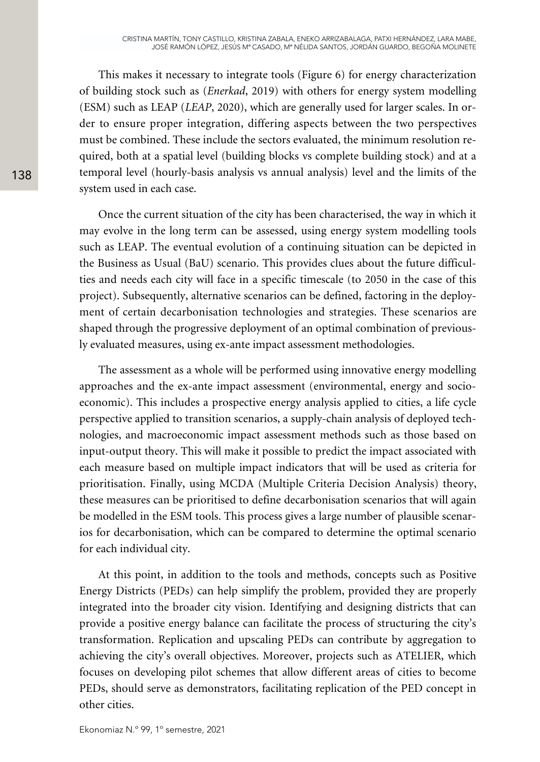This makes it necessary to integrate tools (Figure 6) for energy characterization of building stock such as (*Enerkad*, 2019) with others for energy system modelling (ESM) such as LEAP (*LEAP*, 2020), which are generally used for larger scales. In order to ensure proper integration, differing aspects between the two perspectives must be combined. These include the sectors evaluated, the minimum resolution required, both at a spatial level (building blocks vs complete building stock) and at a temporal level (hourly-basis analysis vs annual analysis) level and the limits of the system used in each case.

Once the current situation of the city has been characterised, the way in which it may evolve in the long term can be assessed, using energy system modelling tools such as LEAP. The eventual evolution of a continuing situation can be depicted in the Business as Usual (BaU) scenario. This provides clues about the future difficulties and needs each city will face in a specific timescale (to 2050 in the case of this project). Subsequently, alternative scenarios can be defined, factoring in the deployment of certain decarbonisation technologies and strategies. These scenarios are shaped through the progressive deployment of an optimal combination of previously evaluated measures, using ex-ante impact assessment methodologies.

The assessment as a whole will be performed using innovative energy modelling approaches and the ex-ante impact assessment (environmental, energy and socio-economic). This includes a prospective energy analysis applied to cities, a life cycle perspective applied to transition scenarios, a supply-chain analysis of deployed technologies, and macroeconomic impact assessment methods such as those based on input-output theory. This will make it possible to predict the impact associated with each measure based on multiple impact indicators that will be used as criteria for prioritisation. Finally, using MCDA (Multiple Criteria Decision Analysis) theory, these measures can be prioritised to define decarbonisation scenarios that will again be modelled in the ESM tools. This process gives a large number of plausible scenarios for decarbonisation, which can be compared to determine the optimal scenario for each individual city.

At this point, in addition to the tools and methods, concepts such as Positive Energy Districts (PEDs) can help simplify the problem, provided they are properly integrated into the broader city vision. Identifying and designing districts that can provide a positive energy balance can facilitate the process of structuring the city's transformation. Replication and upscaling PEDs can contribute by aggregation to achieving the city's overall objectives. Moreover, projects such as ATELIER, which focuses on developing pilot schemes that allow different areas of cities to become PEDs, should serve as demonstrators, facilitating replication of the PED concept in other cities.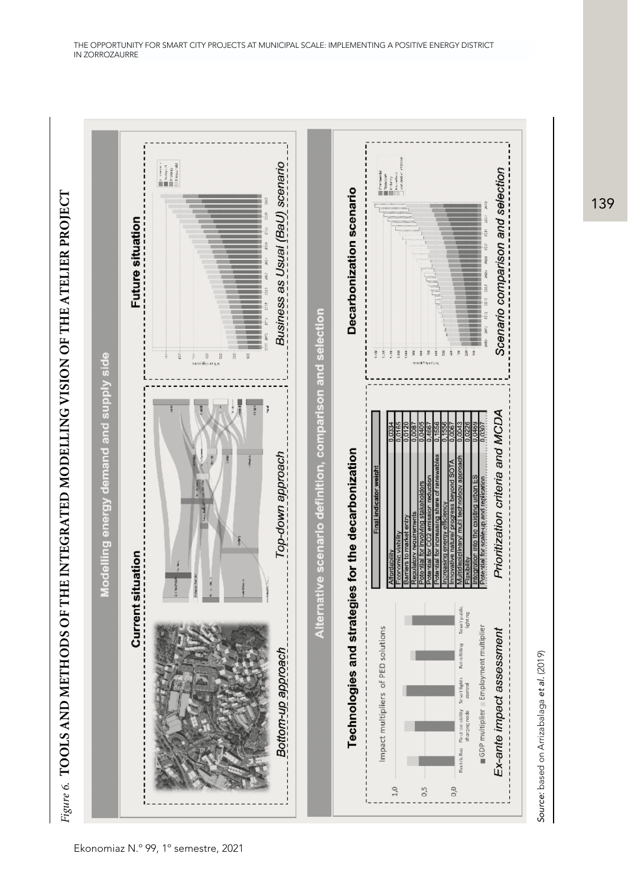*Figure 6.* **TOOLS AND METHODS OF THE INTEGRATED MODELLING VISION OF THE ATELIER PROJECT**

**Modelling energy demand and supply side**

**Current situation**

*Bottom-up approach*

*Top-down approach*

**Future situation**

*Business as Usual (BaU) scenario*

**Alternative scenario definition, comparison and selection**

**Technologies and strategies for the decarbonization**

Impact multipliers of PED solutions

Electric Bus | Electromobility charging mode | Smart lights control | Retrofitting | Smart public lighting

■ GDP multiplier ■ Employment multiplier

*Ex-ante impact assessment*

| | Final indicator weight |
|---|---|
| Affordability | 0.0334 |
| Economic viability | 0.0165 |
| Barriers to market entry | 0.0120 |
| Regulatory requirements | 0.0087 |
| Potential for involving stakeholders | 0.0405 |
| Potential for CO2 emission reduction | 0.4667 |
| Potential for increasing share of renewables | 0.1556 |
| Increasing energy efficiency | 0.1556 |
| Innovative nature/ progress beyond SOTA | 0.0067 |
| Multidisciplinary/ multi technology approach | 0.0043 |
| Flexibility | 0.0226 |
| Integration into the existing urban LS | 0.0469 |
| Potential for scale-up and replication | 0.0307 |

*Prioritization criteria and MCDA*

**Decarbonization scenario**

*Scenario comparison and selection*

*Source:* based on Arrizabalaga *et al.* (2019)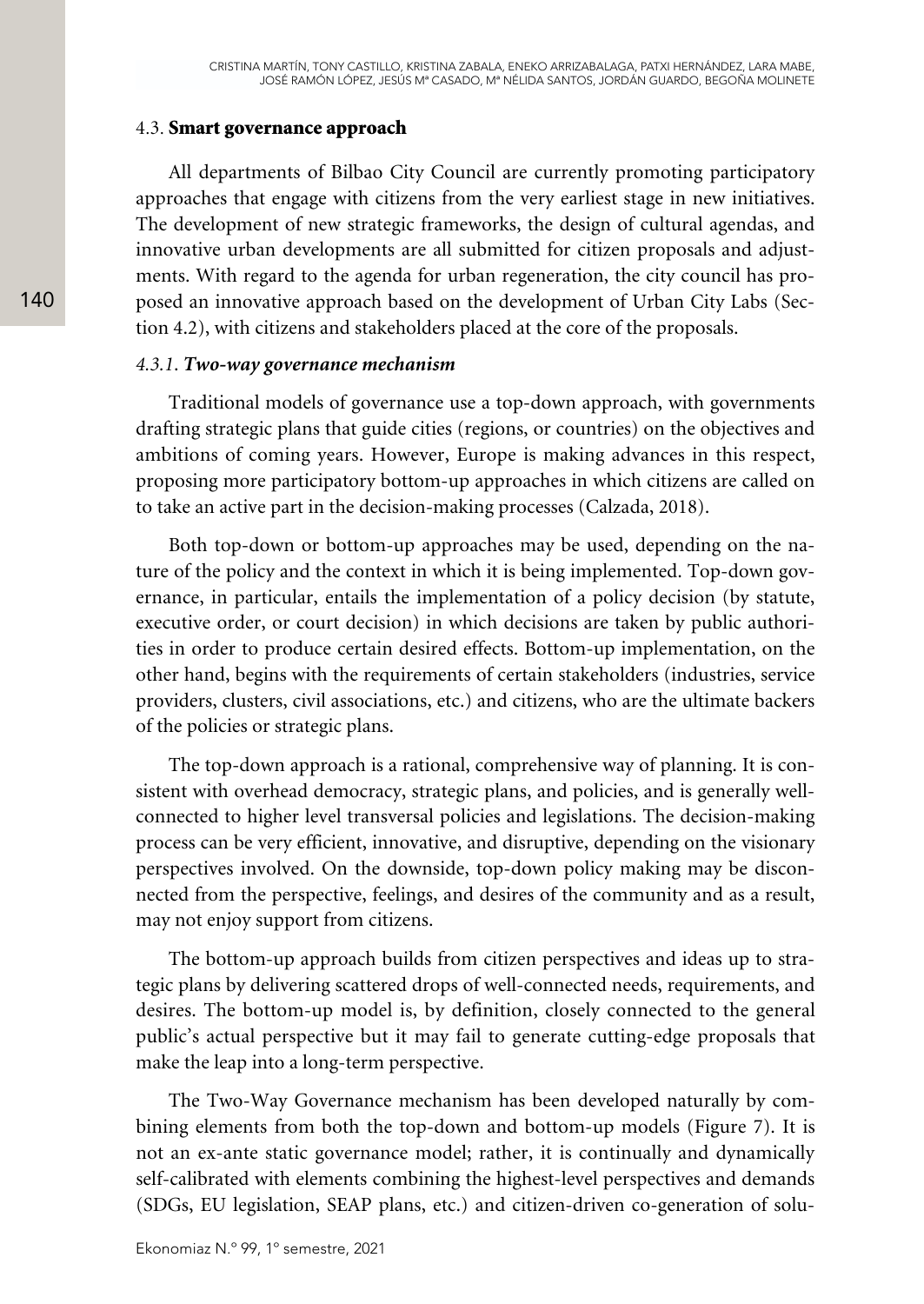### 4.3. **Smart governance approach**

All departments of Bilbao City Council are currently promoting participatory approaches that engage with citizens from the very earliest stage in new initiatives. The development of new strategic frameworks, the design of cultural agendas, and innovative urban developments are all submitted for citizen proposals and adjustments. With regard to the agenda for urban regeneration, the city council has proposed an innovative approach based on the development of Urban City Labs (Section 4.2), with citizens and stakeholders placed at the core of the proposals.

#### *4.3.1. **Two-way governance mechanism***

Traditional models of governance use a top-down approach, with governments drafting strategic plans that guide cities (regions, or countries) on the objectives and ambitions of coming years. However, Europe is making advances in this respect, proposing more participatory bottom-up approaches in which citizens are called on to take an active part in the decision-making processes (Calzada, 2018).

Both top-down or bottom-up approaches may be used, depending on the nature of the policy and the context in which it is being implemented. Top-down governance, in particular, entails the implementation of a policy decision (by statute, executive order, or court decision) in which decisions are taken by public authorities in order to produce certain desired effects. Bottom-up implementation, on the other hand, begins with the requirements of certain stakeholders (industries, service providers, clusters, civil associations, etc.) and citizens, who are the ultimate backers of the policies or strategic plans.

The top-down approach is a rational, comprehensive way of planning. It is consistent with overhead democracy, strategic plans, and policies, and is generally well-connected to higher level transversal policies and legislations. The decision-making process can be very efficient, innovative, and disruptive, depending on the visionary perspectives involved. On the downside, top-down policy making may be disconnected from the perspective, feelings, and desires of the community and as a result, may not enjoy support from citizens.

The bottom-up approach builds from citizen perspectives and ideas up to strategic plans by delivering scattered drops of well-connected needs, requirements, and desires. The bottom-up model is, by definition, closely connected to the general public's actual perspective but it may fail to generate cutting-edge proposals that make the leap into a long-term perspective.

The Two-Way Governance mechanism has been developed naturally by combining elements from both the top-down and bottom-up models (Figure 7). It is not an ex-ante static governance model; rather, it is continually and dynamically self-calibrated with elements combining the highest-level perspectives and demands (SDGs, EU legislation, SEAP plans, etc.) and citizen-driven co-generation of solu-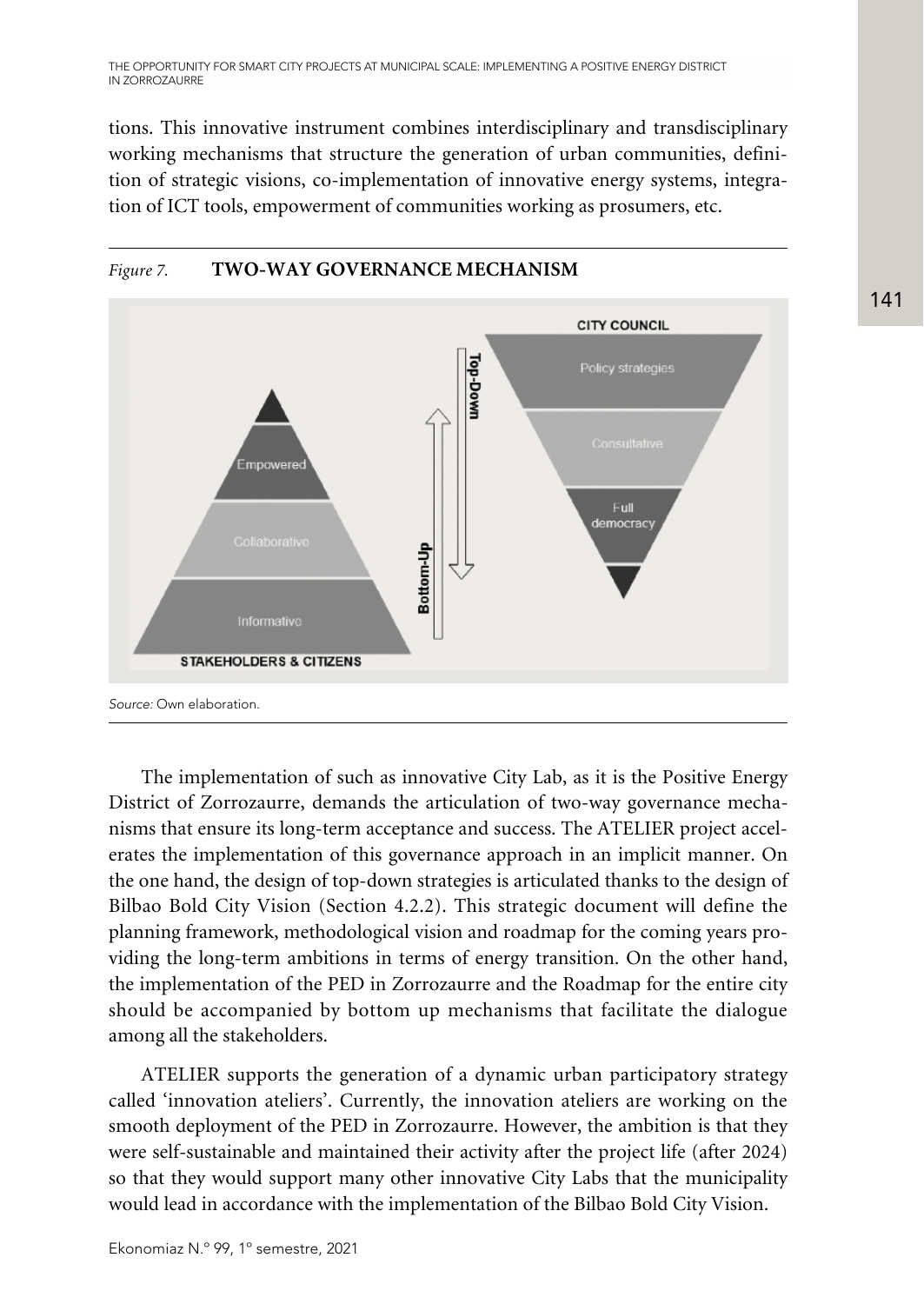tions. This innovative instrument combines interdisciplinary and transdisciplinary working mechanisms that structure the generation of urban communities, definition of strategic visions, co-implementation of innovative energy systems, integration of ICT tools, empowerment of communities working as prosumers, etc.

*Figure 7.* **TWO-WAY GOVERNANCE MECHANISM**

*Source:* Own elaboration.

The implementation of such as innovative City Lab, as it is the Positive Energy District of Zorrozaurre, demands the articulation of two-way governance mechanisms that ensure its long-term acceptance and success. The ATELIER project accelerates the implementation of this governance approach in an implicit manner. On the one hand, the design of top-down strategies is articulated thanks to the design of Bilbao Bold City Vision (Section 4.2.2). This strategic document will define the planning framework, methodological vision and roadmap for the coming years providing the long-term ambitions in terms of energy transition. On the other hand, the implementation of the PED in Zorrozaurre and the Roadmap for the entire city should be accompanied by bottom up mechanisms that facilitate the dialogue among all the stakeholders.

ATELIER supports the generation of a dynamic urban participatory strategy called 'innovation ateliers'. Currently, the innovation ateliers are working on the smooth deployment of the PED in Zorrozaurre. However, the ambition is that they were self-sustainable and maintained their activity after the project life (after 2024) so that they would support many other innovative City Labs that the municipality would lead in accordance with the implementation of the Bilbao Bold City Vision.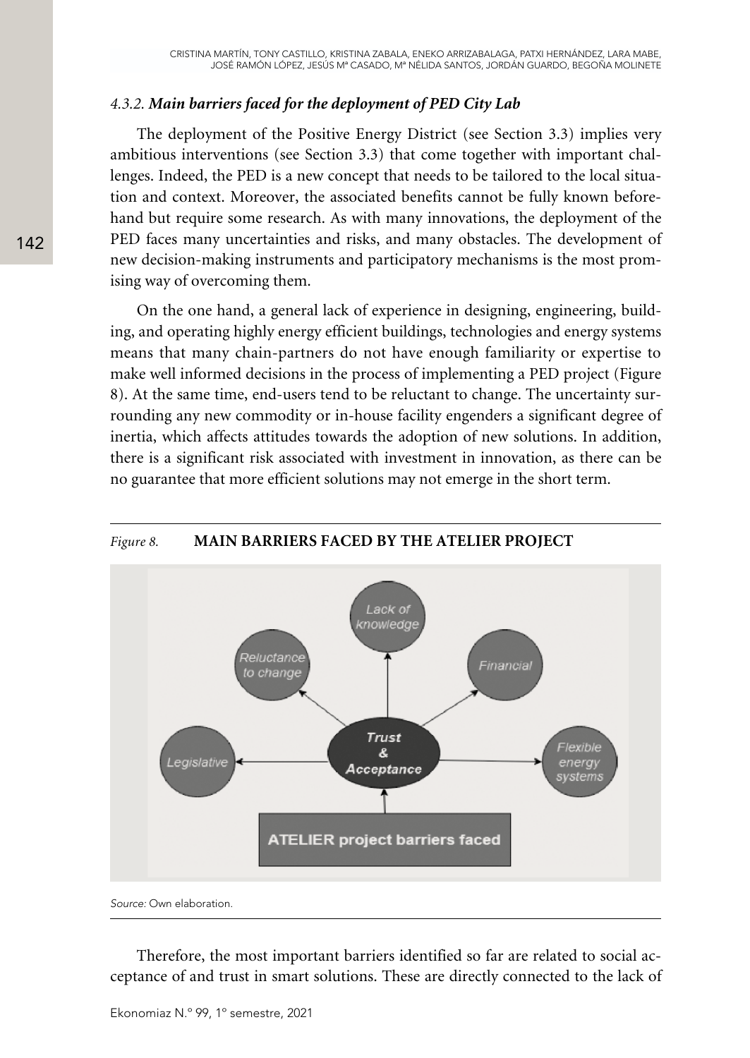#### 4.3.2. *Main barriers faced for the deployment of PED City Lab*

The deployment of the Positive Energy District (see Section 3.3) implies very ambitious interventions (see Section 3.3) that come together with important challenges. Indeed, the PED is a new concept that needs to be tailored to the local situation and context. Moreover, the associated benefits cannot be fully known beforehand but require some research. As with many innovations, the deployment of the PED faces many uncertainties and risks, and many obstacles. The development of new decision-making instruments and participatory mechanisms is the most promising way of overcoming them.

On the one hand, a general lack of experience in designing, engineering, building, and operating highly energy efficient buildings, technologies and energy systems means that many chain-partners do not have enough familiarity or expertise to make well informed decisions in the process of implementing a PED project (Figure 8). At the same time, end-users tend to be reluctant to change. The uncertainty surrounding any new commodity or in-house facility engenders a significant degree of inertia, which affects attitudes towards the adoption of new solutions. In addition, there is a significant risk associated with investment in innovation, as there can be no guarantee that more efficient solutions may not emerge in the short term.

*Figure 8.* **MAIN BARRIERS FACED BY THE ATELIER PROJECT**

*Source:* Own elaboration.

Therefore, the most important barriers identified so far are related to social acceptance of and trust in smart solutions. These are directly connected to the lack of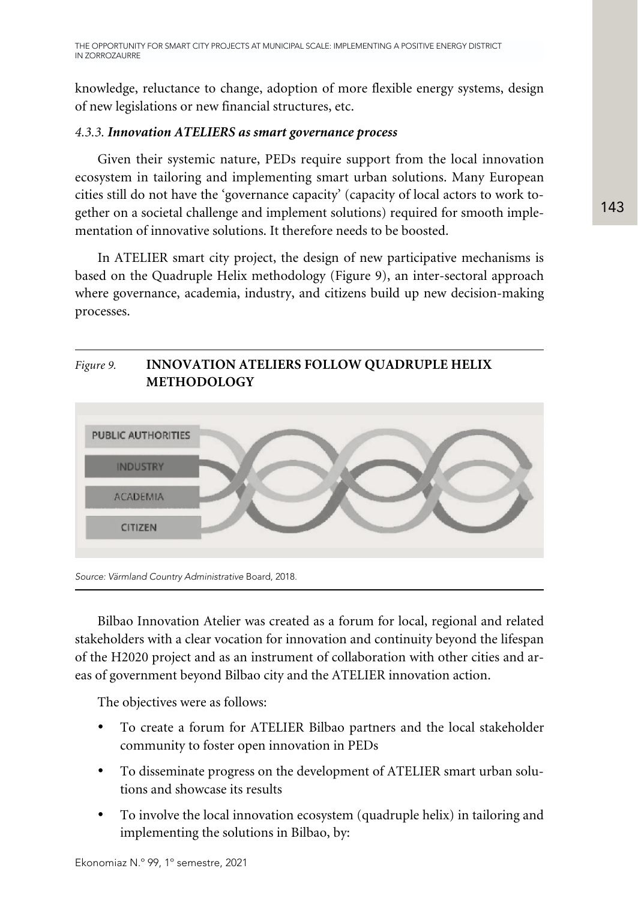knowledge, reluctance to change, adoption of more flexible energy systems, design of new legislations or new financial structures, etc.

#### 4.3.3. *Innovation ATELIERS as smart governance process*

Given their systemic nature, PEDs require support from the local innovation ecosystem in tailoring and implementing smart urban solutions. Many European cities still do not have the 'governance capacity' (capacity of local actors to work together on a societal challenge and implement solutions) required for smooth implementation of innovative solutions. It therefore needs to be boosted.

In ATELIER smart city project, the design of new participative mechanisms is based on the Quadruple Helix methodology (Figure 9), an inter-sectoral approach where governance, academia, industry, and citizens build up new decision-making processes.

*Figure 9.* **INNOVATION ATELIERS FOLLOW QUADRUPLE HELIX METHODOLOGY**

PUBLIC AUTHORITIES

INDUSTRY

ACADEMIA

CITIZEN

*Source: Värmland Country Administrative* Board, 2018.

Bilbao Innovation Atelier was created as a forum for local, regional and related stakeholders with a clear vocation for innovation and continuity beyond the lifespan of the H2020 project and as an instrument of collaboration with other cities and areas of government beyond Bilbao city and the ATELIER innovation action.

The objectives were as follows:

- To create a forum for ATELIER Bilbao partners and the local stakeholder community to foster open innovation in PEDs
- To disseminate progress on the development of ATELIER smart urban solutions and showcase its results
- To involve the local innovation ecosystem (quadruple helix) in tailoring and implementing the solutions in Bilbao, by: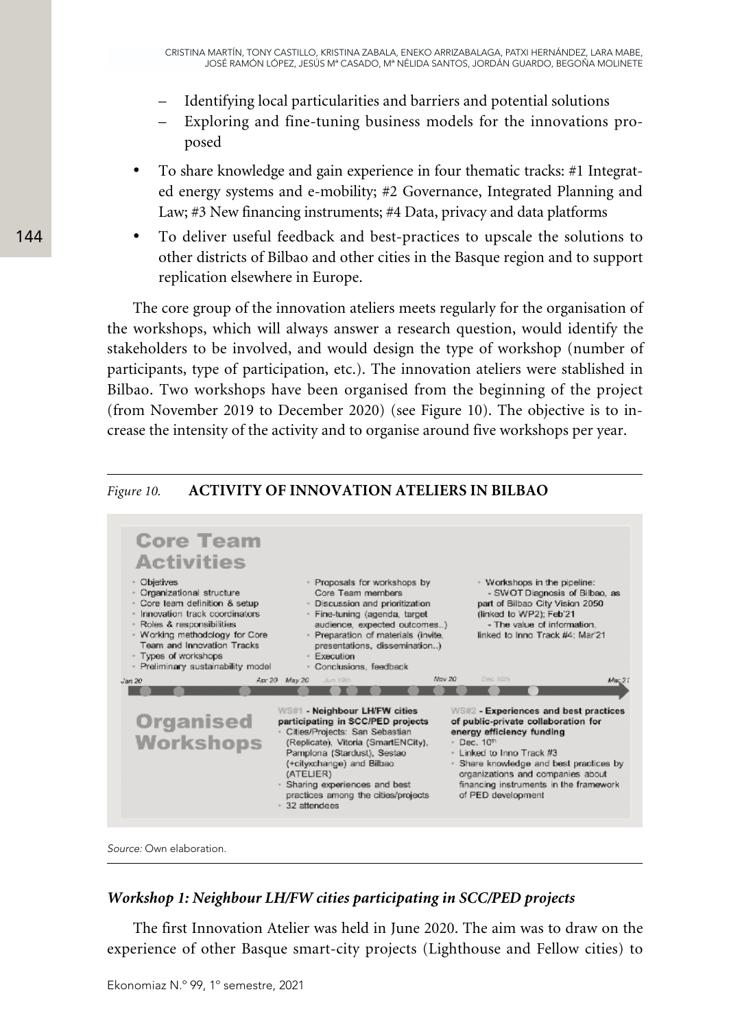– Identifying local particularities and barriers and potential solutions
– Exploring and fine-tuning business models for the innovations proposed

- To share knowledge and gain experience in four thematic tracks: #1 Integrated energy systems and e-mobility; #2 Governance, Integrated Planning and Law; #3 New financing instruments; #4 Data, privacy and data platforms
- To deliver useful feedback and best-practices to upscale the solutions to other districts of Bilbao and other cities in the Basque region and to support replication elsewhere in Europe.

The core group of the innovation ateliers meets regularly for the organisation of the workshops, which will always answer a research question, would identify the stakeholders to be involved, and would design the type of workshop (number of participants, type of participation, etc.). The innovation ateliers were stablished in Bilbao. Two workshops have been organised from the beginning of the project (from November 2019 to December 2020) (see Figure 10). The objective is to increase the intensity of the activity and to organise around five workshops per year.

*Figure 10.* **ACTIVITY OF INNOVATION ATELIERS IN BILBAO**

**Core Team Activities**

- Objetives
- Organizational structure
- Core team definition & setup
- Innovation track coordinators
- Roles & responsibilities
- Working methodology for Core Team and Innovation Tracks
- Types of workshops
- Preliminary sustainability model

- Proposals for workshops by Core Team members
- Discussion and prioritization
- Fine-tuning (agenda, target audience, expected outcomes..)
- Preparation of materials (invite, presentations, dissemination..)
- Execution
- Conclusions, feedback

- Workshops in the pipeline:
  - SWOT Diagnosis of Bilbao, as part of Bilbao City Vision 2050 (linked to WP2); Feb'21
  - The value of information, linked to Inno Track #4: Mar'21

Jan 20 · Apr 20 · May 20 · Jun 19th · Nov 20 · Dec 10th · Mar 21

**Organised Workshops**

**WS#1 - Neighbour LH/FW cities participating in SCC/PED projects**
- Cities/Projects: San Sebastian (Replicate), Vitoria (SmartENCity), Pamplona (Stardust), Sestao (+cityxchange) and Bilbao (ATELIER)
- Sharing experiences and best practices among the cities/projects
- 32 attendees

**WS#2 - Experiences and best practices of public-private collaboration for energy efficiency funding**
- Dec. 10th
- Linked to Inno Track #3
- Share knowledge and best practices by organizations and companies about financing instruments in the framework of PED development

*Source:* Own elaboration.

### *Workshop 1: Neighbour LH/FW cities participating in SCC/PED projects*

The first Innovation Atelier was held in June 2020. The aim was to draw on the experience of other Basque smart-city projects (Lighthouse and Fellow cities) to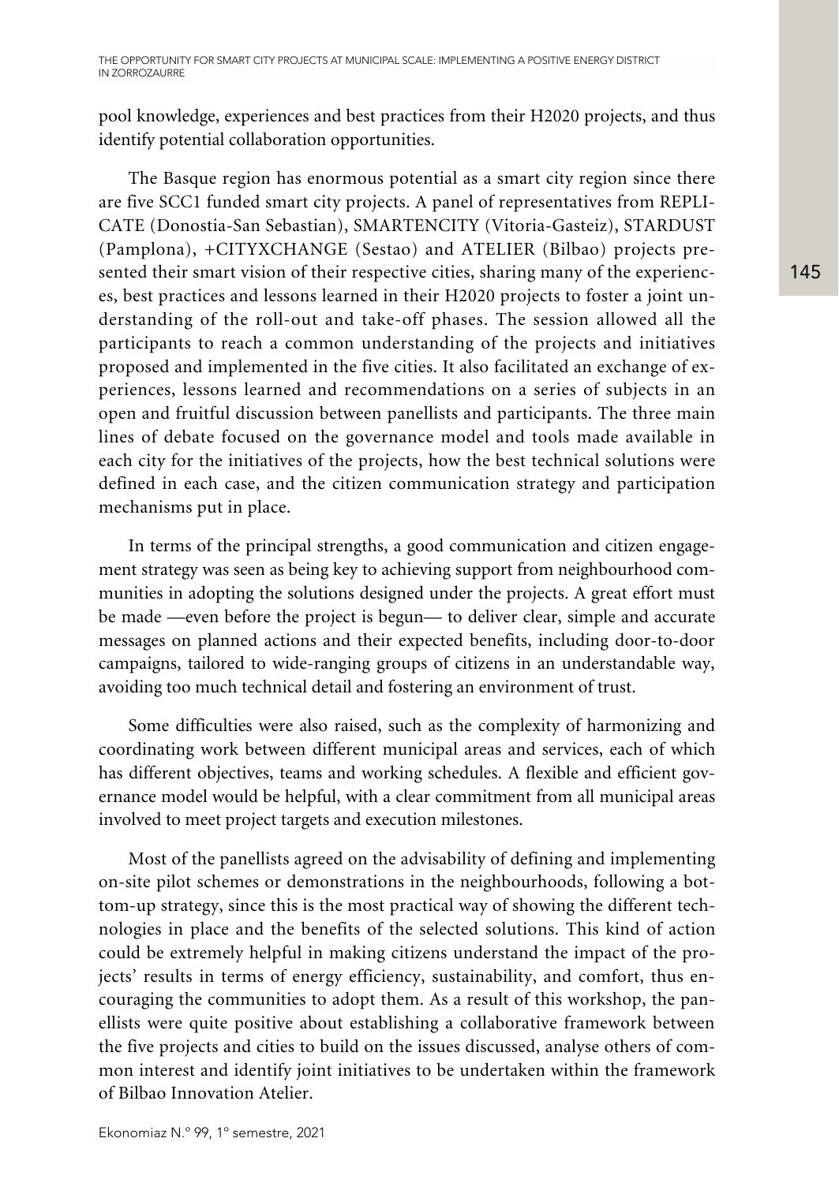pool knowledge, experiences and best practices from their H2020 projects, and thus identify potential collaboration opportunities.

The Basque region has enormous potential as a smart city region since there are five SCC1 funded smart city projects. A panel of representatives from REPLICATE (Donostia-San Sebastian), SMARTENCITY (Vitoria-Gasteiz), STARDUST (Pamplona), +CITYXCHANGE (Sestao) and ATELIER (Bilbao) projects presented their smart vision of their respective cities, sharing many of the experiences, best practices and lessons learned in their H2020 projects to foster a joint understanding of the roll-out and take-off phases. The session allowed all the participants to reach a common understanding of the projects and initiatives proposed and implemented in the five cities. It also facilitated an exchange of experiences, lessons learned and recommendations on a series of subjects in an open and fruitful discussion between panellists and participants. The three main lines of debate focused on the governance model and tools made available in each city for the initiatives of the projects, how the best technical solutions were defined in each case, and the citizen communication strategy and participation mechanisms put in place.

In terms of the principal strengths, a good communication and citizen engagement strategy was seen as being key to achieving support from neighbourhood communities in adopting the solutions designed under the projects. A great effort must be made —even before the project is begun— to deliver clear, simple and accurate messages on planned actions and their expected benefits, including door-to-door campaigns, tailored to wide-ranging groups of citizens in an understandable way, avoiding too much technical detail and fostering an environment of trust.

Some difficulties were also raised, such as the complexity of harmonizing and coordinating work between different municipal areas and services, each of which has different objectives, teams and working schedules. A flexible and efficient governance model would be helpful, with a clear commitment from all municipal areas involved to meet project targets and execution milestones.

Most of the panellists agreed on the advisability of defining and implementing on-site pilot schemes or demonstrations in the neighbourhoods, following a bottom-up strategy, since this is the most practical way of showing the different technologies in place and the benefits of the selected solutions. This kind of action could be extremely helpful in making citizens understand the impact of the projects' results in terms of energy efficiency, sustainability, and comfort, thus encouraging the communities to adopt them. As a result of this workshop, the panellists were quite positive about establishing a collaborative framework between the five projects and cities to build on the issues discussed, analyse others of common interest and identify joint initiatives to be undertaken within the framework of Bilbao Innovation Atelier.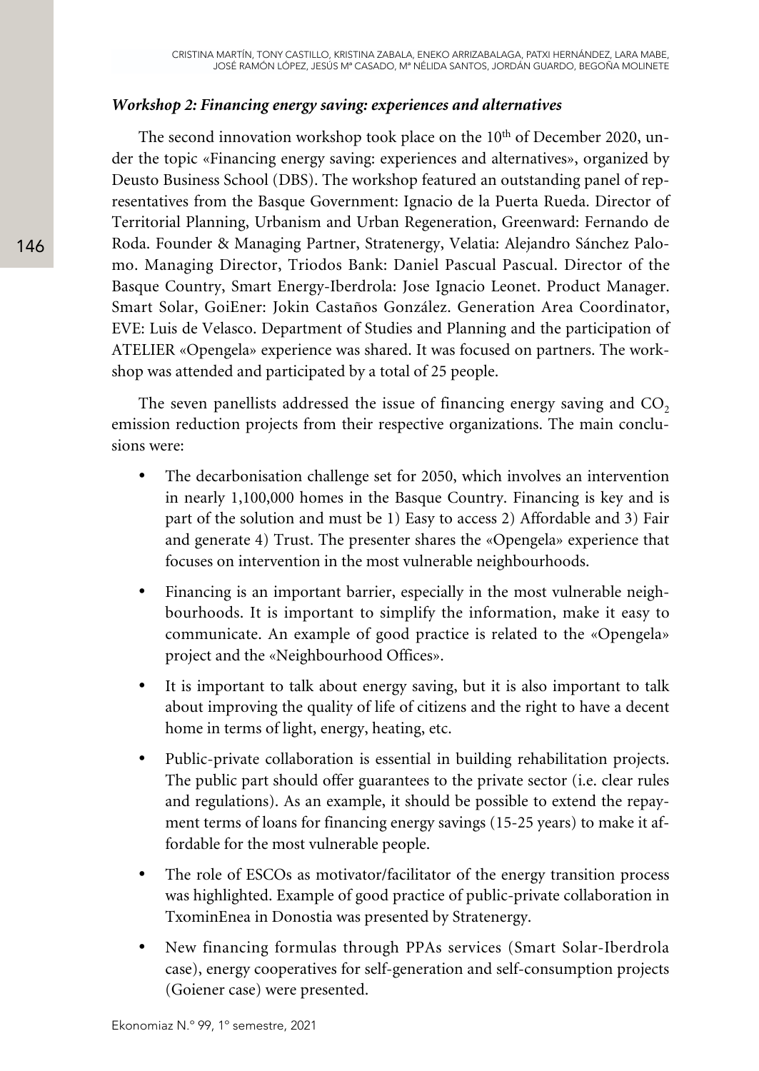### *Workshop 2: Financing energy saving: experiences and alternatives*

The second innovation workshop took place on the 10th of December 2020, under the topic «Financing energy saving: experiences and alternatives», organized by Deusto Business School (DBS). The workshop featured an outstanding panel of representatives from the Basque Government: Ignacio de la Puerta Rueda. Director of Territorial Planning, Urbanism and Urban Regeneration, Greenward: Fernando de Roda. Founder & Managing Partner, Stratenergy, Velatia: Alejandro Sánchez Palomo. Managing Director, Triodos Bank: Daniel Pascual Pascual. Director of the Basque Country, Smart Energy-Iberdrola: Jose Ignacio Leonet. Product Manager. Smart Solar, GoiEner: Jokin Castaños González. Generation Area Coordinator, EVE: Luis de Velasco. Department of Studies and Planning and the participation of ATELIER «Opengela» experience was shared. It was focused on partners. The workshop was attended and participated by a total of 25 people.

The seven panellists addressed the issue of financing energy saving and $CO_2$ emission reduction projects from their respective organizations. The main conclusions were:

- The decarbonisation challenge set for 2050, which involves an intervention in nearly 1,100,000 homes in the Basque Country. Financing is key and is part of the solution and must be 1) Easy to access 2) Affordable and 3) Fair and generate 4) Trust. The presenter shares the «Opengela» experience that focuses on intervention in the most vulnerable neighbourhoods.
- Financing is an important barrier, especially in the most vulnerable neighbourhoods. It is important to simplify the information, make it easy to communicate. An example of good practice is related to the «Opengela» project and the «Neighbourhood Offices».
- It is important to talk about energy saving, but it is also important to talk about improving the quality of life of citizens and the right to have a decent home in terms of light, energy, heating, etc.
- Public-private collaboration is essential in building rehabilitation projects. The public part should offer guarantees to the private sector (i.e. clear rules and regulations). As an example, it should be possible to extend the repayment terms of loans for financing energy savings (15-25 years) to make it affordable for the most vulnerable people.
- The role of ESCOs as motivator/facilitator of the energy transition process was highlighted. Example of good practice of public-private collaboration in TxominEnea in Donostia was presented by Stratenergy.
- New financing formulas through PPAs services (Smart Solar-Iberdrola case), energy cooperatives for self-generation and self-consumption projects (Goiener case) were presented.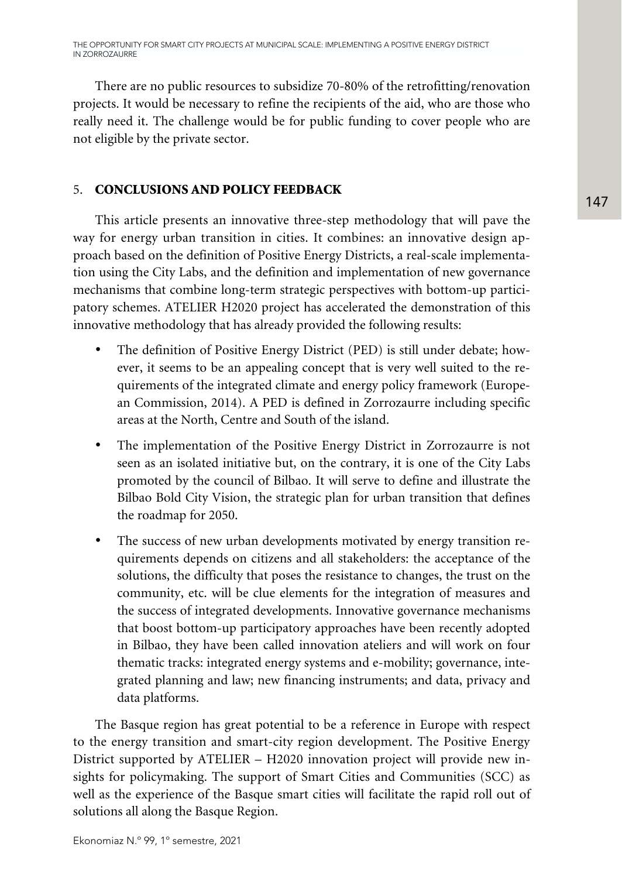There are no public resources to subsidize 70-80% of the retrofitting/renovation projects. It would be necessary to refine the recipients of the aid, who are those who really need it. The challenge would be for public funding to cover people who are not eligible by the private sector.

## 5. CONCLUSIONS AND POLICY FEEDBACK

This article presents an innovative three-step methodology that will pave the way for energy urban transition in cities. It combines: an innovative design approach based on the definition of Positive Energy Districts, a real-scale implementation using the City Labs, and the definition and implementation of new governance mechanisms that combine long-term strategic perspectives with bottom-up participatory schemes. ATELIER H2020 project has accelerated the demonstration of this innovative methodology that has already provided the following results:

- The definition of Positive Energy District (PED) is still under debate; however, it seems to be an appealing concept that is very well suited to the requirements of the integrated climate and energy policy framework (European Commission, 2014). A PED is defined in Zorrozaurre including specific areas at the North, Centre and South of the island.
- The implementation of the Positive Energy District in Zorrozaurre is not seen as an isolated initiative but, on the contrary, it is one of the City Labs promoted by the council of Bilbao. It will serve to define and illustrate the Bilbao Bold City Vision, the strategic plan for urban transition that defines the roadmap for 2050.
- The success of new urban developments motivated by energy transition requirements depends on citizens and all stakeholders: the acceptance of the solutions, the difficulty that poses the resistance to changes, the trust on the community, etc. will be clue elements for the integration of measures and the success of integrated developments. Innovative governance mechanisms that boost bottom-up participatory approaches have been recently adopted in Bilbao, they have been called innovation ateliers and will work on four thematic tracks: integrated energy systems and e-mobility; governance, integrated planning and law; new financing instruments; and data, privacy and data platforms.

The Basque region has great potential to be a reference in Europe with respect to the energy transition and smart-city region development. The Positive Energy District supported by ATELIER – H2020 innovation project will provide new insights for policymaking. The support of Smart Cities and Communities (SCC) as well as the experience of the Basque smart cities will facilitate the rapid roll out of solutions all along the Basque Region.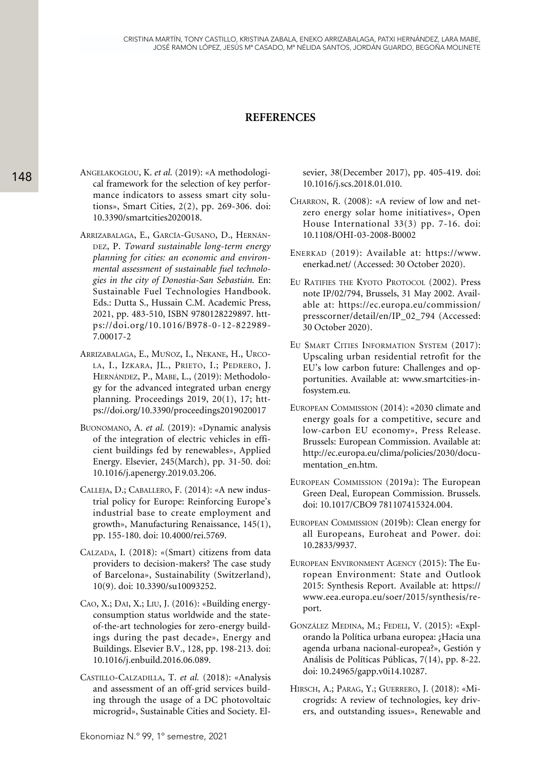## REFERENCES

Angelakoglou, K. *et al.* (2019): «A methodological framework for the selection of key performance indicators to assess smart city solutions», Smart Cities, 2(2), pp. 269-306. doi: 10.3390/smartcities2020018.

Arrizabalaga, E., García-Gusano, D., Hernández, P. *Toward sustainable long-term energy planning for cities: an economic and environmental assessment of sustainable fuel technologies in the city of Donostia-San Sebastián.* En: Sustainable Fuel Technologies Handbook. Eds.: Dutta S., Hussain C.M. Academic Press, 2021, pp. 483-510, ISBN 9780128229897. https://doi.org/10.1016/B978-0-12-822989-7.00017-2

Arrizabalaga, E., Muñoz, I., Nekane, H., Urcola, I., Izkara, JL., Prieto, I.; Pedrero, J. Hernández, P., Mabe, L., (2019): Methodology for the advanced integrated urban energy planning. Proceedings 2019, 20(1), 17; https://doi.org/10.3390/proceedings2019020017

Buonomano, A. *et al.* (2019): «Dynamic analysis of the integration of electric vehicles in efficient buildings fed by renewables», Applied Energy. Elsevier, 245(March), pp. 31-50. doi: 10.1016/j.apenergy.2019.03.206.

Calleja, D.; Caballero, F. (2014): «A new industrial policy for Europe: Reinforcing Europe's industrial base to create employment and growth», Manufacturing Renaissance, 145(1), pp. 155-180. doi: 10.4000/rei.5769.

Calzada, I. (2018): «(Smart) citizens from data providers to decision-makers? The case study of Barcelona», Sustainability (Switzerland), 10(9). doi: 10.3390/su10093252.

Cao, X.; Dai, X.; Liu, J. (2016): «Building energy-consumption status worldwide and the state-of-the-art technologies for zero-energy buildings during the past decade», Energy and Buildings. Elsevier B.V., 128, pp. 198-213. doi: 10.1016/j.enbuild.2016.06.089.

Castillo-Calzadilla, T. *et al.* (2018): «Analysis and assessment of an off-grid services building through the usage of a DC photovoltaic microgrid», Sustainable Cities and Society. Elsevier, 38(December 2017), pp. 405-419. doi: 10.1016/j.scs.2018.01.010.

Charron, R. (2008): «A review of low and net-zero energy solar home initiatives», Open House International 33(3) pp. 7-16. doi: 10.1108/OHI-03-2008-B0002

Enerkad (2019): Available at: https://www.enerkad.net/ (Accessed: 30 October 2020).

Eu Ratifies the Kyoto Protocol (2002). Press note IP/02/794, Brussels, 31 May 2002. Available at: https://ec.europa.eu/commission/presscorner/detail/en/IP_02_794 (Accessed: 30 October 2020).

Eu Smart Cities Information System (2017): Upscaling urban residential retrofit for the EU's low carbon future: Challenges and opportunities. Available at: www.smartcities-infosystem.eu.

European Commission (2014): «2030 climate and energy goals for a competitive, secure and low-carbon EU economy», Press Release. Brussels: European Commission. Available at: http://ec.europa.eu/clima/policies/2030/documentation_en.htm.

European Commission (2019a): The European Green Deal, European Commission. Brussels. doi: 10.1017/CBO9 781107415324.004.

European Commission (2019b): Clean energy for all Europeans, Euroheat and Power. doi: 10.2833/9937.

European Environment Agency (2015): The European Environment: State and Outlook 2015: Synthesis Report. Available at: https://www.eea.europa.eu/soer/2015/synthesis/report.

González Medina, M.; Fedeli, V. (2015): «Explorando la Política urbana europea: ¿Hacia una agenda urbana nacional-europea?», Gestión y Análisis de Políticas Públicas, 7(14), pp. 8-22. doi: 10.24965/gapp.v0i14.10287.

Hirsch, A.; Parag, Y.; Guerrero, J. (2018): «Microgrids: A review of technologies, key drivers, and outstanding issues», Renewable and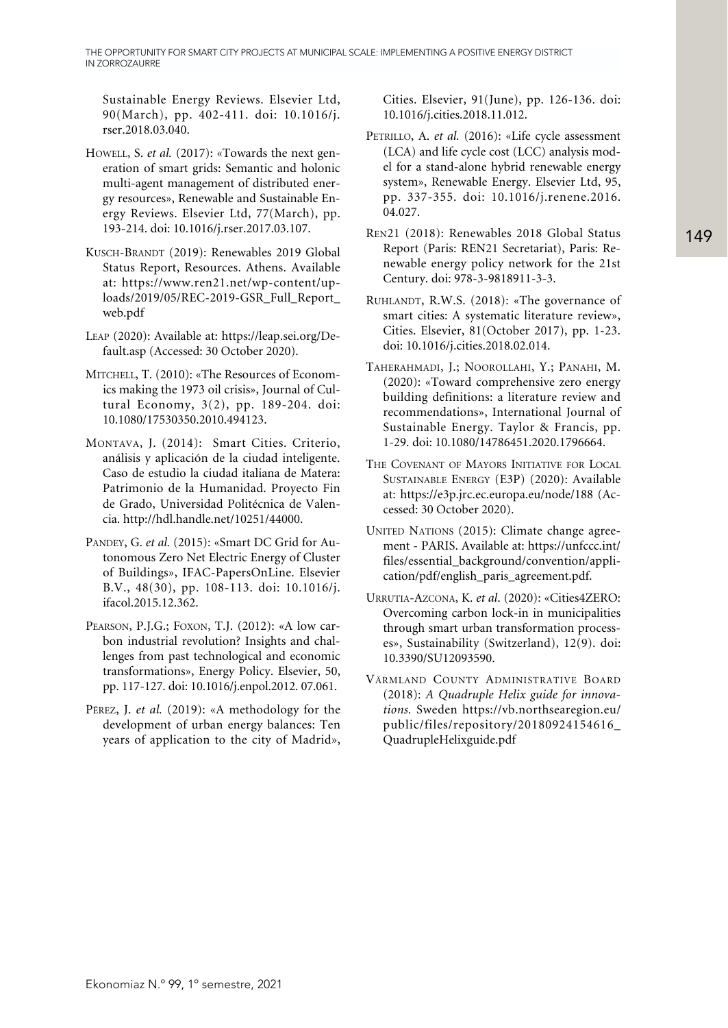Sustainable Energy Reviews. Elsevier Ltd, 90(March), pp. 402-411. doi: 10.1016/j.rser.2018.03.040.

Howell, S. *et al.* (2017): «Towards the next generation of smart grids: Semantic and holonic multi-agent management of distributed energy resources», Renewable and Sustainable Energy Reviews. Elsevier Ltd, 77(March), pp. 193-214. doi: 10.1016/j.rser.2017.03.107.

Kusch-Brandt (2019): Renewables 2019 Global Status Report, Resources. Athens. Available at: https://www.ren21.net/wp-content/uploads/2019/05/REC-2019-GSR_Full_Report_web.pdf

Leap (2020): Available at: https://leap.sei.org/Default.asp (Accessed: 30 October 2020).

Mitchell, T. (2010): «The Resources of Economics making the 1973 oil crisis», Journal of Cultural Economy, 3(2), pp. 189-204. doi: 10.1080/17530350.2010.494123.

Montava, J. (2014): Smart Cities. Criterio, análisis y aplicación de la ciudad inteligente. Caso de estudio la ciudad italiana de Matera: Patrimonio de la Humanidad. Proyecto Fin de Grado, Universidad Politécnica de Valencia. http://hdl.handle.net/10251/44000.

Pandey, G. *et al.* (2015): «Smart DC Grid for Autonomous Zero Net Electric Energy of Cluster of Buildings», IFAC-PapersOnLine. Elsevier B.V., 48(30), pp. 108-113. doi: 10.1016/j.ifacol.2015.12.362.

Pearson, P.J.G.; Foxon, T.J. (2012): «A low carbon industrial revolution? Insights and challenges from past technological and economic transformations», Energy Policy. Elsevier, 50, pp. 117-127. doi: 10.1016/j.enpol.2012. 07.061.

Pérez, J. *et al.* (2019): «A methodology for the development of urban energy balances: Ten years of application to the city of Madrid», Cities. Elsevier, 91(June), pp. 126-136. doi: 10.1016/j.cities.2018.11.012.

Petrillo, A. *et al.* (2016): «Life cycle assessment (LCA) and life cycle cost (LCC) analysis model for a stand-alone hybrid renewable energy system», Renewable Energy. Elsevier Ltd, 95, pp. 337-355. doi: 10.1016/j.renene.2016. 04.027.

Ren21 (2018): Renewables 2018 Global Status Report (Paris: REN21 Secretariat), Paris: Renewable energy policy network for the 21st Century. doi: 978-3-9818911-3-3.

Ruhlandt, R.W.S. (2018): «The governance of smart cities: A systematic literature review», Cities. Elsevier, 81(October 2017), pp. 1-23. doi: 10.1016/j.cities.2018.02.014.

Taherahmadi, J.; Noorollahi, Y.; Panahi, M. (2020): «Toward comprehensive zero energy building definitions: a literature review and recommendations», International Journal of Sustainable Energy. Taylor & Francis, pp. 1-29. doi: 10.1080/14786451.2020.1796664.

The Covenant of Mayors Initiative for Local Sustainable Energy (E3P) (2020): Available at: https://e3p.jrc.ec.europa.eu/node/188 (Accessed: 30 October 2020).

United Nations (2015): Climate change agreement - PARIS. Available at: https://unfccc.int/files/essential_background/convention/application/pdf/english_paris_agreement.pdf.

Urrutia-Azcona, K. *et al.* (2020): «Cities4ZERO: Overcoming carbon lock-in in municipalities through smart urban transformation processes», Sustainability (Switzerland), 12(9). doi: 10.3390/SU12093590.

Värmland County Administrative Board (2018): *A Quadruple Helix guide for innovations.* Sweden https://vb.northsearegion.eu/public/files/repository/20180924154616_QuadrupleHelixguide.pdf